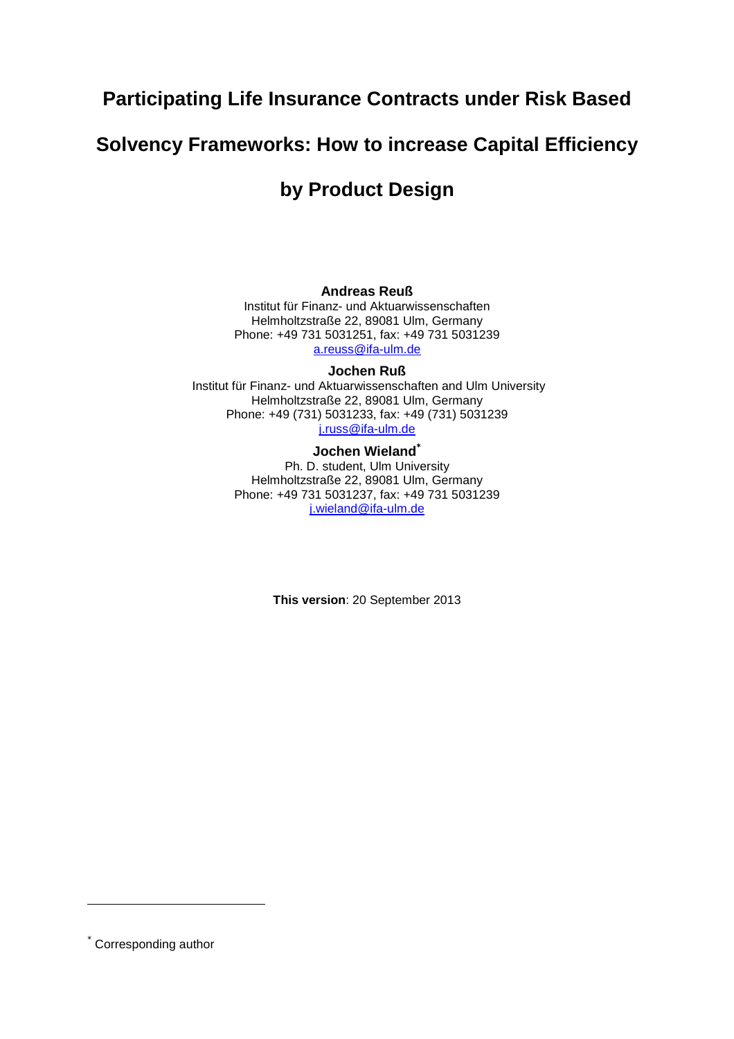# Participating Life Insurance Contracts under Risk Based Solvency Frameworks: How to increase Capital Efficiency by Product Design

**Andreas Reuß**
Institut für Finanz- und Aktuarwissenschaften
Helmholtzstraße 22, 89081 Ulm, Germany
Phone: +49 731 5031251, fax: +49 731 5031239
a.reuss@ifa-ulm.de

**Jochen Ruß**
Institut für Finanz- und Aktuarwissenschaften and Ulm University
Helmholtzstraße 22, 89081 Ulm, Germany
Phone: +49 (731) 5031233, fax: +49 (731) 5031239
j.russ@ifa-ulm.de

**Jochen Wieland***
Ph. D. student, Ulm University
Helmholtzstraße 22, 89081 Ulm, Germany
Phone: +49 731 5031237, fax: +49 731 5031239
j.wieland@ifa-ulm.de

**This version**: 20 September 2013

* Corresponding author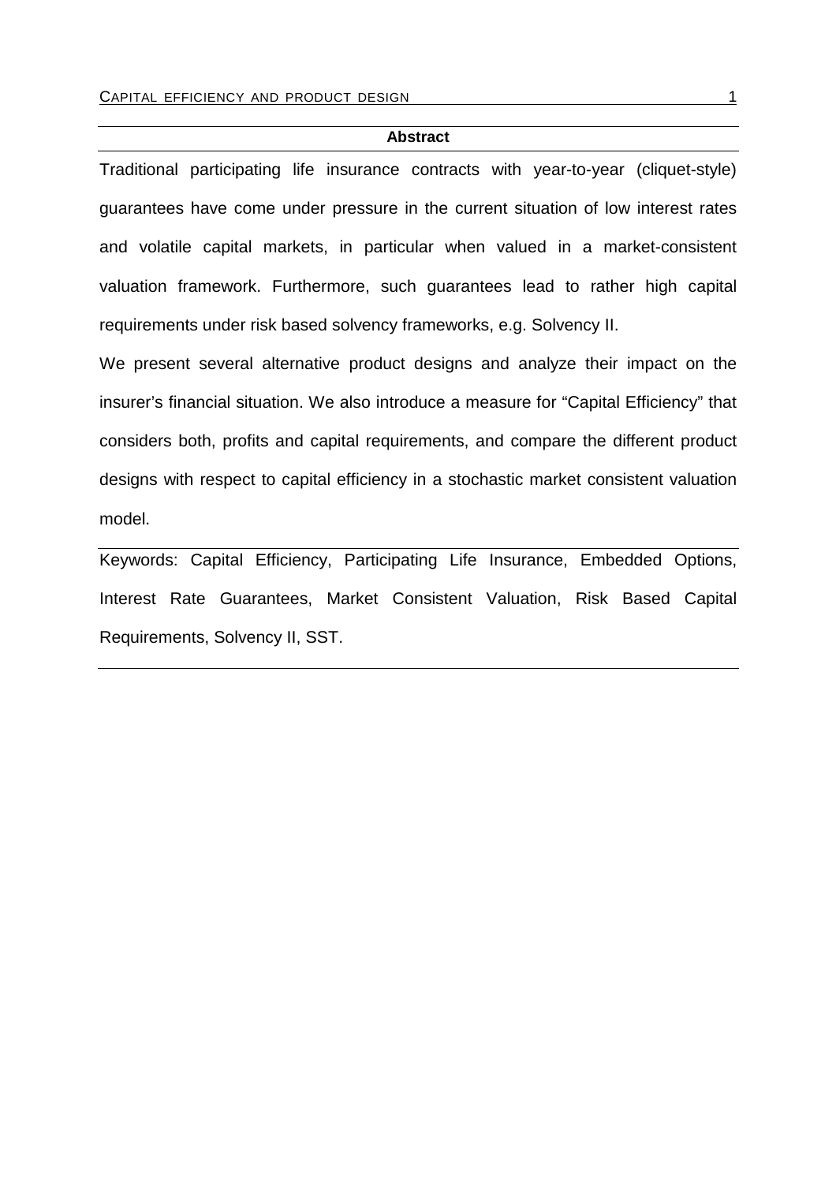## Abstract

Traditional participating life insurance contracts with year-to-year (cliquet-style) guarantees have come under pressure in the current situation of low interest rates and volatile capital markets, in particular when valued in a market-consistent valuation framework. Furthermore, such guarantees lead to rather high capital requirements under risk based solvency frameworks, e.g. Solvency II.

We present several alternative product designs and analyze their impact on the insurer's financial situation. We also introduce a measure for "Capital Efficiency" that considers both, profits and capital requirements, and compare the different product designs with respect to capital efficiency in a stochastic market consistent valuation model.

Keywords: Capital Efficiency, Participating Life Insurance, Embedded Options, Interest Rate Guarantees, Market Consistent Valuation, Risk Based Capital Requirements, Solvency II, SST.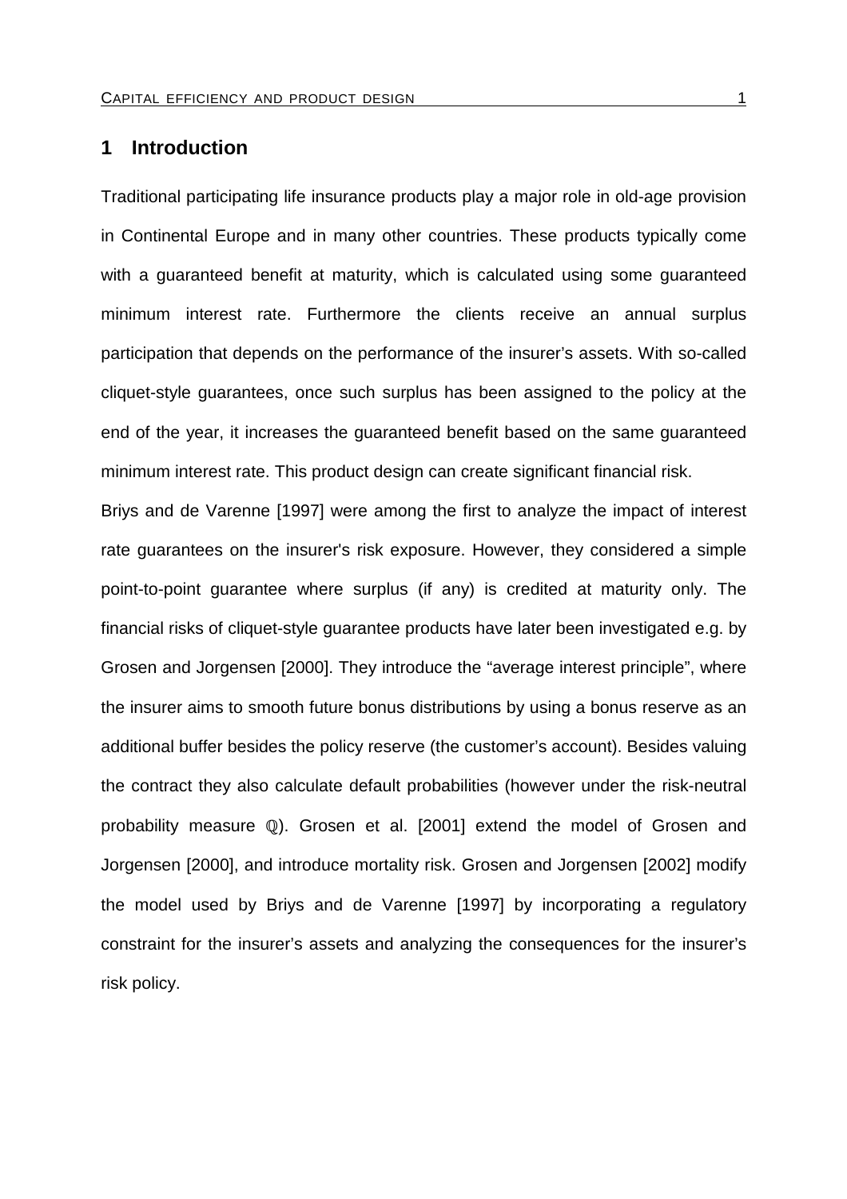## 1 Introduction

Traditional participating life insurance products play a major role in old-age provision in Continental Europe and in many other countries. These products typically come with a guaranteed benefit at maturity, which is calculated using some guaranteed minimum interest rate. Furthermore the clients receive an annual surplus participation that depends on the performance of the insurer's assets. With so-called cliquet-style guarantees, once such surplus has been assigned to the policy at the end of the year, it increases the guaranteed benefit based on the same guaranteed minimum interest rate. This product design can create significant financial risk.

Briys and de Varenne [1997] were among the first to analyze the impact of interest rate guarantees on the insurer's risk exposure. However, they considered a simple point-to-point guarantee where surplus (if any) is credited at maturity only. The financial risks of cliquet-style guarantee products have later been investigated e.g. by Grosen and Jorgensen [2000]. They introduce the "average interest principle", where the insurer aims to smooth future bonus distributions by using a bonus reserve as an additional buffer besides the policy reserve (the customer's account). Besides valuing the contract they also calculate default probabilities (however under the risk-neutral probability measure $\mathbb{Q}$). Grosen et al. [2001] extend the model of Grosen and Jorgensen [2000], and introduce mortality risk. Grosen and Jorgensen [2002] modify the model used by Briys and de Varenne [1997] by incorporating a regulatory constraint for the insurer's assets and analyzing the consequences for the insurer's risk policy.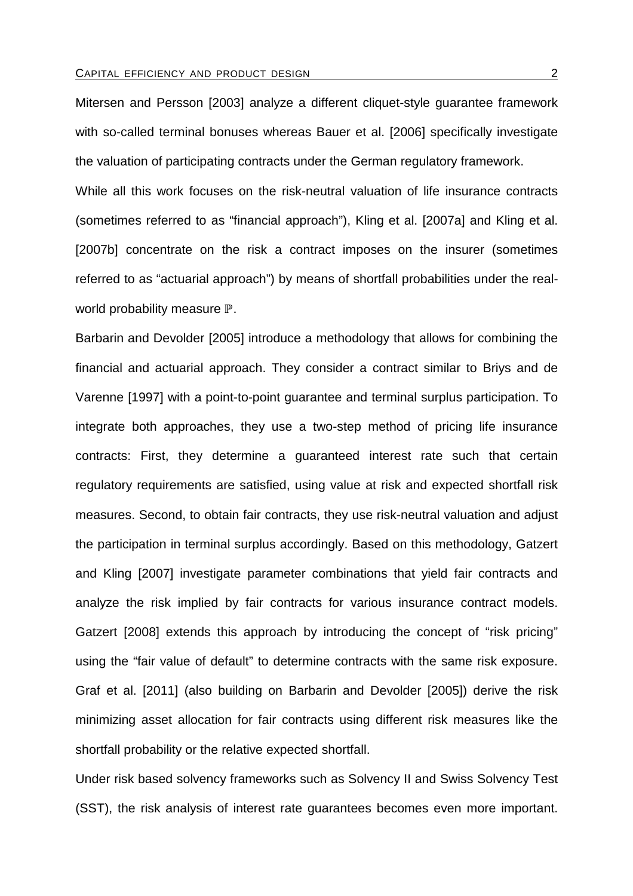Mitersen and Persson [2003] analyze a different cliquet-style guarantee framework with so-called terminal bonuses whereas Bauer et al. [2006] specifically investigate the valuation of participating contracts under the German regulatory framework.

While all this work focuses on the risk-neutral valuation of life insurance contracts (sometimes referred to as "financial approach"), Kling et al. [2007a] and Kling et al. [2007b] concentrate on the risk a contract imposes on the insurer (sometimes referred to as "actuarial approach") by means of shortfall probabilities under the real-world probability measure $\mathbb{P}$.

Barbarin and Devolder [2005] introduce a methodology that allows for combining the financial and actuarial approach. They consider a contract similar to Briys and de Varenne [1997] with a point-to-point guarantee and terminal surplus participation. To integrate both approaches, they use a two-step method of pricing life insurance contracts: First, they determine a guaranteed interest rate such that certain regulatory requirements are satisfied, using value at risk and expected shortfall risk measures. Second, to obtain fair contracts, they use risk-neutral valuation and adjust the participation in terminal surplus accordingly. Based on this methodology, Gatzert and Kling [2007] investigate parameter combinations that yield fair contracts and analyze the risk implied by fair contracts for various insurance contract models. Gatzert [2008] extends this approach by introducing the concept of "risk pricing" using the "fair value of default" to determine contracts with the same risk exposure. Graf et al. [2011] (also building on Barbarin and Devolder [2005]) derive the risk minimizing asset allocation for fair contracts using different risk measures like the shortfall probability or the relative expected shortfall.

Under risk based solvency frameworks such as Solvency II and Swiss Solvency Test (SST), the risk analysis of interest rate guarantees becomes even more important.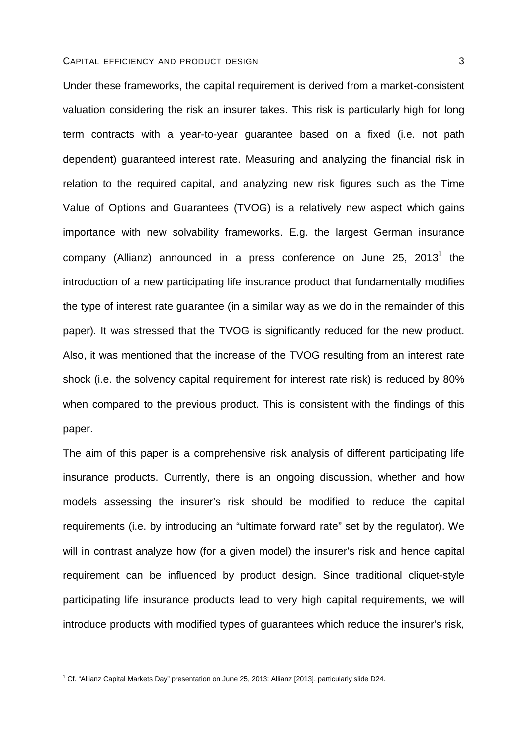Under these frameworks, the capital requirement is derived from a market-consistent valuation considering the risk an insurer takes. This risk is particularly high for long term contracts with a year-to-year guarantee based on a fixed (i.e. not path dependent) guaranteed interest rate. Measuring and analyzing the financial risk in relation to the required capital, and analyzing new risk figures such as the Time Value of Options and Guarantees (TVOG) is a relatively new aspect which gains importance with new solvability frameworks. E.g. the largest German insurance company (Allianz) announced in a press conference on June 25, 2013[1] the introduction of a new participating life insurance product that fundamentally modifies the type of interest rate guarantee (in a similar way as we do in the remainder of this paper). It was stressed that the TVOG is significantly reduced for the new product. Also, it was mentioned that the increase of the TVOG resulting from an interest rate shock (i.e. the solvency capital requirement for interest rate risk) is reduced by 80% when compared to the previous product. This is consistent with the findings of this paper.

The aim of this paper is a comprehensive risk analysis of different participating life insurance products. Currently, there is an ongoing discussion, whether and how models assessing the insurer's risk should be modified to reduce the capital requirements (i.e. by introducing an "ultimate forward rate" set by the regulator). We will in contrast analyze how (for a given model) the insurer's risk and hence capital requirement can be influenced by product design. Since traditional cliquet-style participating life insurance products lead to very high capital requirements, we will introduce products with modified types of guarantees which reduce the insurer's risk,

[1] Cf. "Allianz Capital Markets Day" presentation on June 25, 2013: Allianz [2013], particularly slide D24.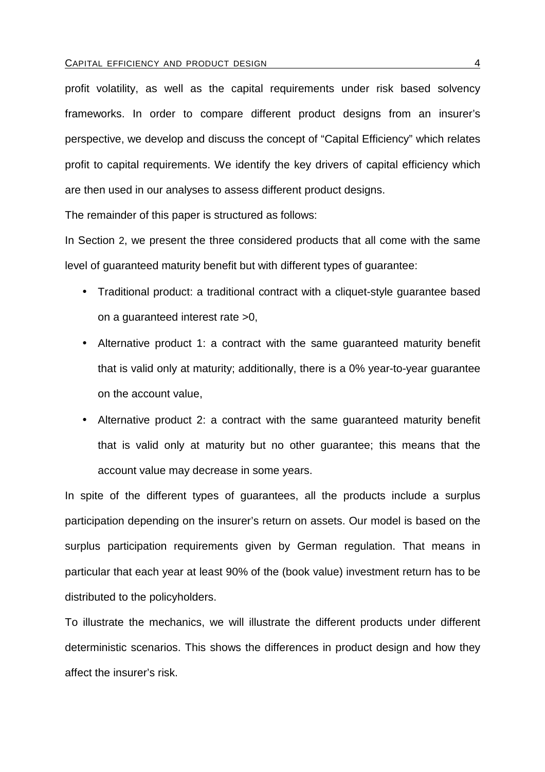profit volatility, as well as the capital requirements under risk based solvency frameworks. In order to compare different product designs from an insurer's perspective, we develop and discuss the concept of "Capital Efficiency" which relates profit to capital requirements. We identify the key drivers of capital efficiency which are then used in our analyses to assess different product designs.

The remainder of this paper is structured as follows:

In Section 2, we present the three considered products that all come with the same level of guaranteed maturity benefit but with different types of guarantee:

- Traditional product: a traditional contract with a cliquet-style guarantee based on a guaranteed interest rate >0,
- Alternative product 1: a contract with the same guaranteed maturity benefit that is valid only at maturity; additionally, there is a 0% year-to-year guarantee on the account value,
- Alternative product 2: a contract with the same guaranteed maturity benefit that is valid only at maturity but no other guarantee; this means that the account value may decrease in some years.

In spite of the different types of guarantees, all the products include a surplus participation depending on the insurer's return on assets. Our model is based on the surplus participation requirements given by German regulation. That means in particular that each year at least 90% of the (book value) investment return has to be distributed to the policyholders.

To illustrate the mechanics, we will illustrate the different products under different deterministic scenarios. This shows the differences in product design and how they affect the insurer's risk.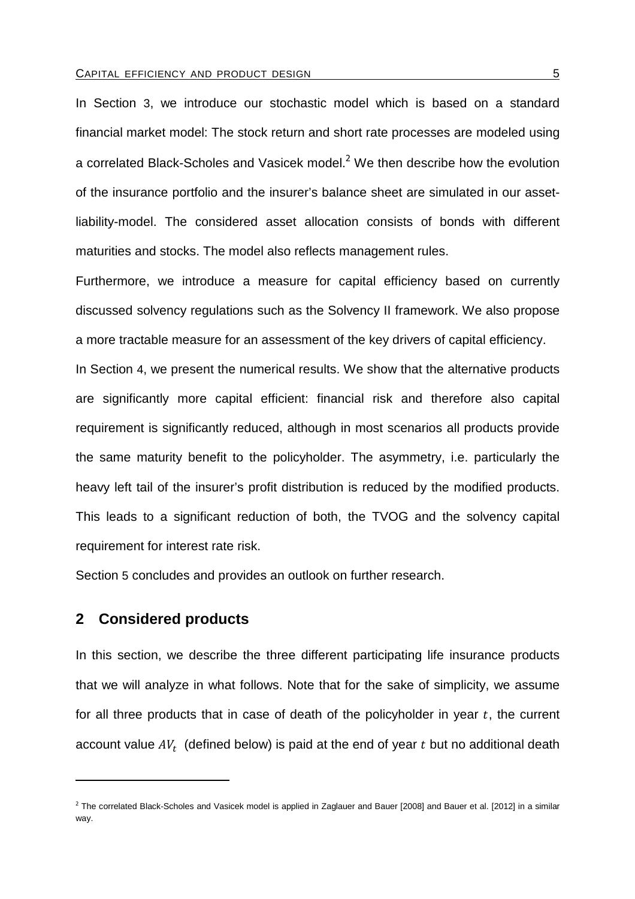In Section 3, we introduce our stochastic model which is based on a standard financial market model: The stock return and short rate processes are modeled using a correlated Black-Scholes and Vasicek model.[2] We then describe how the evolution of the insurance portfolio and the insurer's balance sheet are simulated in our asset-liability-model. The considered asset allocation consists of bonds with different maturities and stocks. The model also reflects management rules.

Furthermore, we introduce a measure for capital efficiency based on currently discussed solvency regulations such as the Solvency II framework. We also propose a more tractable measure for an assessment of the key drivers of capital efficiency.

In Section 4, we present the numerical results. We show that the alternative products are significantly more capital efficient: financial risk and therefore also capital requirement is significantly reduced, although in most scenarios all products provide the same maturity benefit to the policyholder. The asymmetry, i.e. particularly the heavy left tail of the insurer's profit distribution is reduced by the modified products. This leads to a significant reduction of both, the TVOG and the solvency capital requirement for interest rate risk.

Section 5 concludes and provides an outlook on further research.

## 2 Considered products

In this section, we describe the three different participating life insurance products that we will analyze in what follows. Note that for the sake of simplicity, we assume for all three products that in case of death of the policyholder in year $t$, the current account value $AV_t$ (defined below) is paid at the end of year $t$ but no additional death

---

[2] The correlated Black-Scholes and Vasicek model is applied in Zaglauer and Bauer [2008] and Bauer et al. [2012] in a similar way.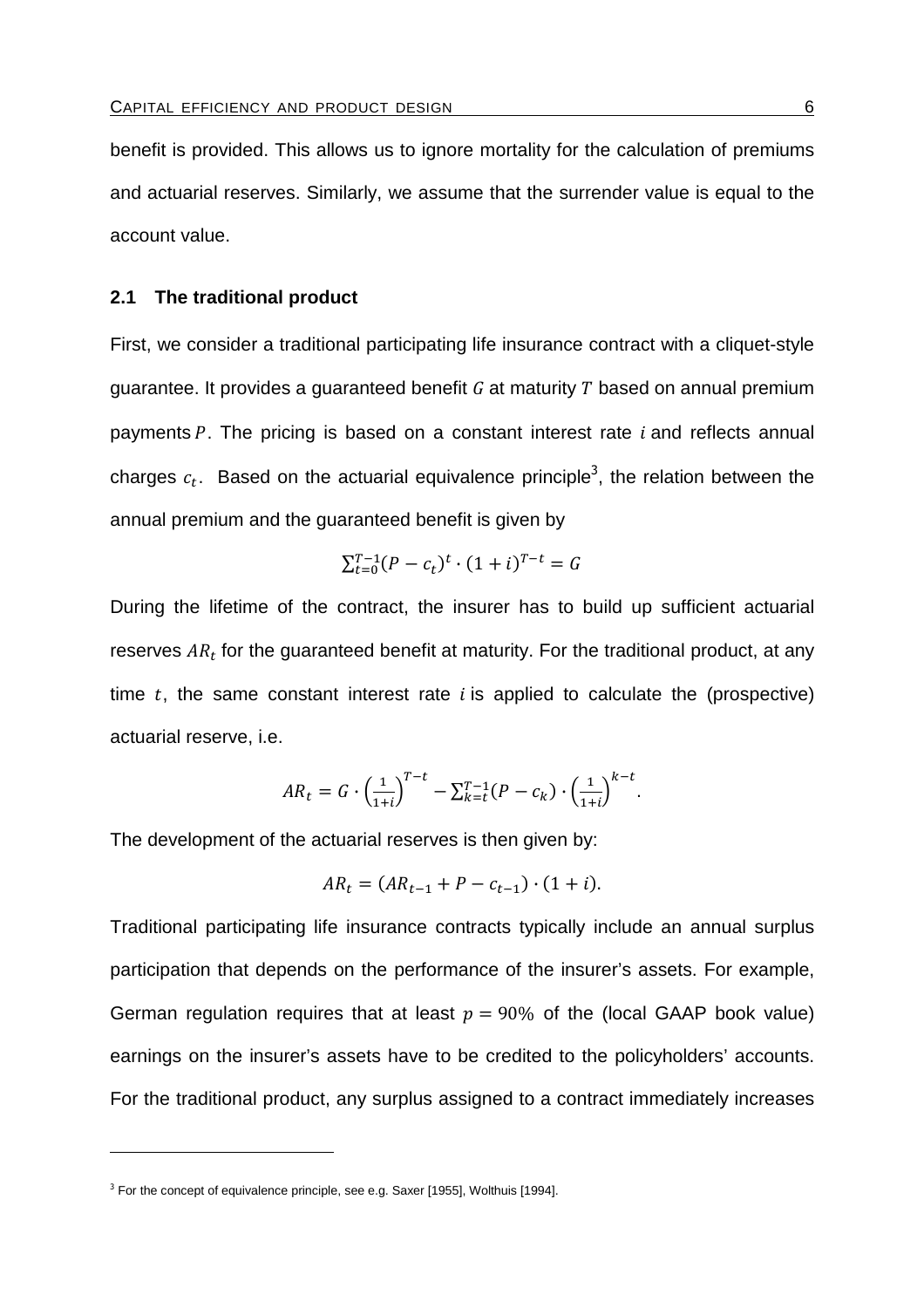benefit is provided. This allows us to ignore mortality for the calculation of premiums and actuarial reserves. Similarly, we assume that the surrender value is equal to the account value.

### 2.1 The traditional product

First, we consider a traditional participating life insurance contract with a cliquet-style guarantee. It provides a guaranteed benefit $G$ at maturity $T$ based on annual premium payments $P$. The pricing is based on a constant interest rate $i$ and reflects annual charges $c_t$. Based on the actuarial equivalence principle[3], the relation between the annual premium and the guaranteed benefit is given by

$$\sum_{t=0}^{T-1}(P-c_t)^t \cdot (1+i)^{T-t} = G$$

During the lifetime of the contract, the insurer has to build up sufficient actuarial reserves $AR_t$ for the guaranteed benefit at maturity. For the traditional product, at any time $t$, the same constant interest rate $i$ is applied to calculate the (prospective) actuarial reserve, i.e.

$$AR_t = G \cdot \left(\frac{1}{1+i}\right)^{T-t} - \sum_{k=t}^{T-1}(P-c_k) \cdot \left(\frac{1}{1+i}\right)^{k-t}.$$

The development of the actuarial reserves is then given by:

$$AR_t = (AR_{t-1} + P - c_{t-1}) \cdot (1+i).$$

Traditional participating life insurance contracts typically include an annual surplus participation that depends on the performance of the insurer's assets. For example, German regulation requires that at least $p = 90\%$ of the (local GAAP book value) earnings on the insurer's assets have to be credited to the policyholders' accounts. For the traditional product, any surplus assigned to a contract immediately increases

---

[3] For the concept of equivalence principle, see e.g. Saxer [1955], Wolthuis [1994].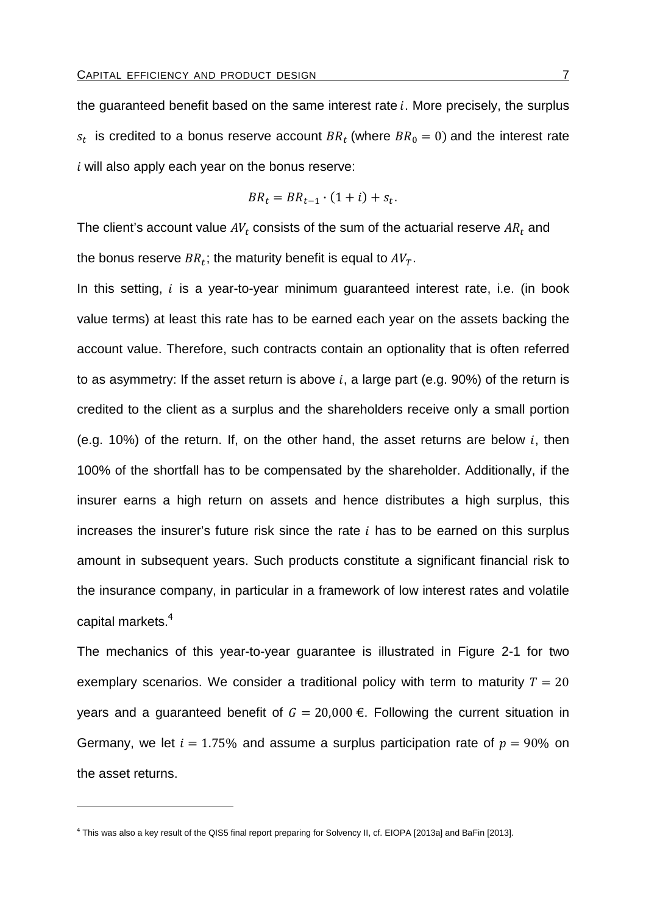the guaranteed benefit based on the same interest rate $i$. More precisely, the surplus $s_t$ is credited to a bonus reserve account $BR_t$ (where $BR_0 = 0$) and the interest rate $i$ will also apply each year on the bonus reserve:

$$BR_t = BR_{t-1} \cdot (1 + i) + s_t.$$

The client's account value $AV_t$ consists of the sum of the actuarial reserve $AR_t$ and the bonus reserve $BR_t$; the maturity benefit is equal to $AV_T$.

In this setting, $i$ is a year-to-year minimum guaranteed interest rate, i.e. (in book value terms) at least this rate has to be earned each year on the assets backing the account value. Therefore, such contracts contain an optionality that is often referred to as asymmetry: If the asset return is above $i$, a large part (e.g. 90%) of the return is credited to the client as a surplus and the shareholders receive only a small portion (e.g. 10%) of the return. If, on the other hand, the asset returns are below $i$, then 100% of the shortfall has to be compensated by the shareholder. Additionally, if the insurer earns a high return on assets and hence distributes a high surplus, this increases the insurer's future risk since the rate $i$ has to be earned on this surplus amount in subsequent years. Such products constitute a significant financial risk to the insurance company, in particular in a framework of low interest rates and volatile capital markets.[4]

The mechanics of this year-to-year guarantee is illustrated in Figure 2-1 for two exemplary scenarios. We consider a traditional policy with term to maturity $T = 20$ years and a guaranteed benefit of $G = 20{,}000$ €. Following the current situation in Germany, we let $i = 1.75\%$ and assume a surplus participation rate of $p = 90\%$ on the asset returns.

[4] This was also a key result of the QIS5 final report preparing for Solvency II, cf. EIOPA [2013a] and BaFin [2013].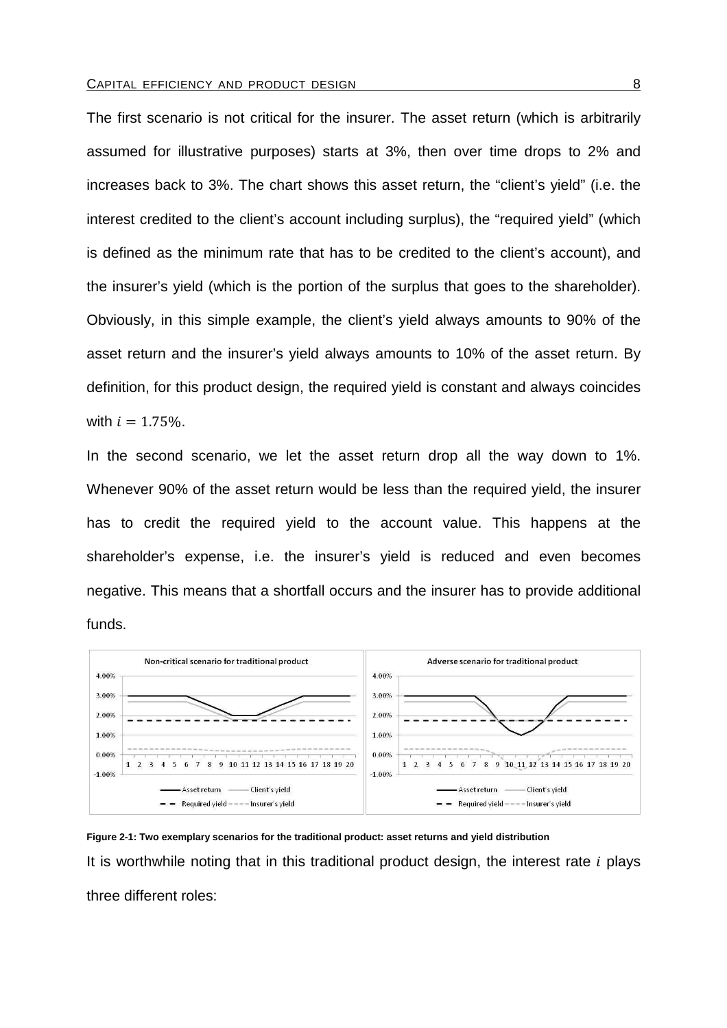The first scenario is not critical for the insurer. The asset return (which is arbitrarily assumed for illustrative purposes) starts at 3%, then over time drops to 2% and increases back to 3%. The chart shows this asset return, the "client's yield" (i.e. the interest credited to the client's account including surplus), the "required yield" (which is defined as the minimum rate that has to be credited to the client's account), and the insurer's yield (which is the portion of the surplus that goes to the shareholder). Obviously, in this simple example, the client's yield always amounts to 90% of the asset return and the insurer's yield always amounts to 10% of the asset return. By definition, for this product design, the required yield is constant and always coincides with $i = 1.75\%$.

In the second scenario, we let the asset return drop all the way down to 1%. Whenever 90% of the asset return would be less than the required yield, the insurer has to credit the required yield to the account value. This happens at the shareholder's expense, i.e. the insurer's yield is reduced and even becomes negative. This means that a shortfall occurs and the insurer has to provide additional funds.

**Figure 2-1: Two exemplary scenarios for the traditional product: asset returns and yield distribution**

It is worthwhile noting that in this traditional product design, the interest rate $i$ plays three different roles: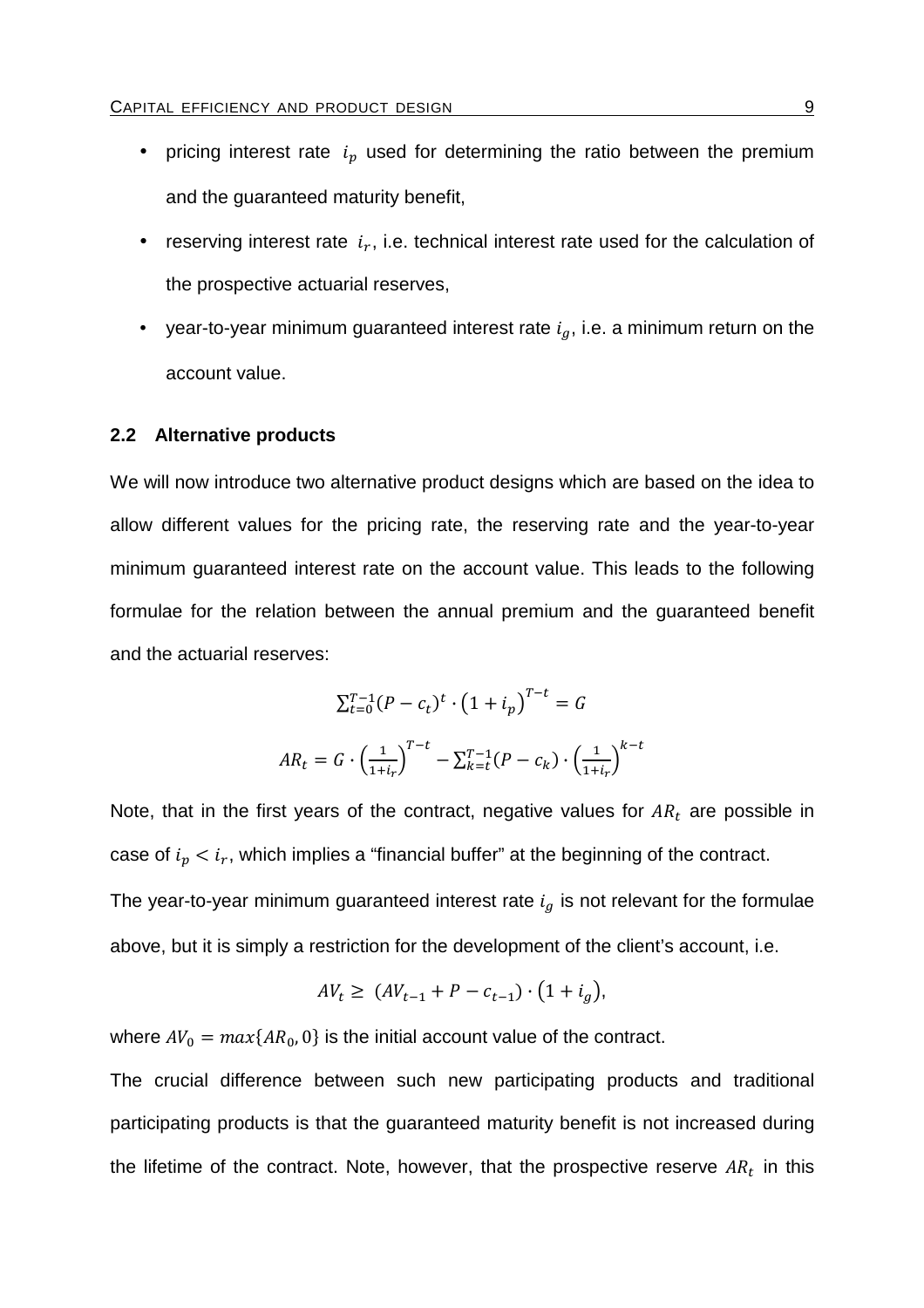- pricing interest rate $i_p$ used for determining the ratio between the premium and the guaranteed maturity benefit,
- reserving interest rate $i_r$, i.e. technical interest rate used for the calculation of the prospective actuarial reserves,
- year-to-year minimum guaranteed interest rate $i_g$, i.e. a minimum return on the account value.

### 2.2 Alternative products

We will now introduce two alternative product designs which are based on the idea to allow different values for the pricing rate, the reserving rate and the year-to-year minimum guaranteed interest rate on the account value. This leads to the following formulae for the relation between the annual premium and the guaranteed benefit and the actuarial reserves:

$$\sum_{t=0}^{T-1}(P - c_t)^t \cdot \left(1 + i_p\right)^{T-t} = G$$

$$AR_t = G \cdot \left(\frac{1}{1+i_r}\right)^{T-t} - \sum_{k=t}^{T-1}(P - c_k) \cdot \left(\frac{1}{1+i_r}\right)^{k-t}$$

Note, that in the first years of the contract, negative values for $AR_t$ are possible in case of $i_p < i_r$, which implies a "financial buffer" at the beginning of the contract.

The year-to-year minimum guaranteed interest rate $i_g$ is not relevant for the formulae above, but it is simply a restriction for the development of the client's account, i.e.

$$AV_t \geq (AV_{t-1} + P - c_{t-1}) \cdot \left(1 + i_g\right),$$

where $AV_0 = max\{AR_0, 0\}$ is the initial account value of the contract.

The crucial difference between such new participating products and traditional participating products is that the guaranteed maturity benefit is not increased during the lifetime of the contract. Note, however, that the prospective reserve $AR_t$ in this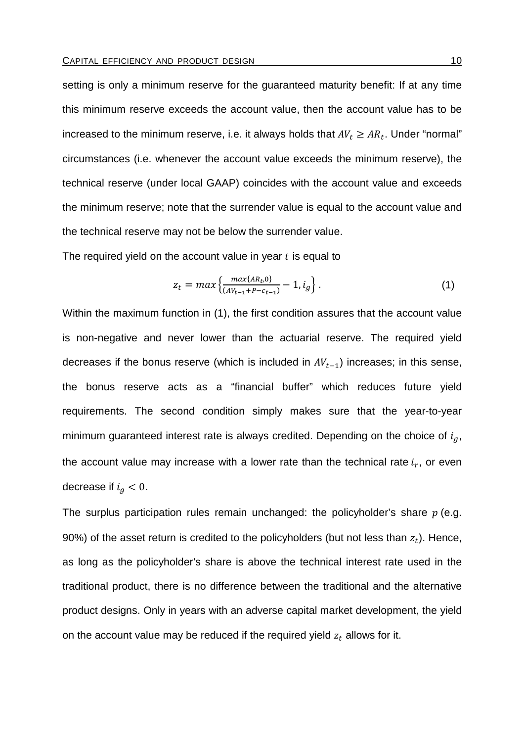setting is only a minimum reserve for the guaranteed maturity benefit: If at any time this minimum reserve exceeds the account value, then the account value has to be increased to the minimum reserve, i.e. it always holds that $AV_t \geq AR_t$. Under "normal" circumstances (i.e. whenever the account value exceeds the minimum reserve), the technical reserve (under local GAAP) coincides with the account value and exceeds the minimum reserve; note that the surrender value is equal to the account value and the technical reserve may not be below the surrender value.

The required yield on the account value in year $t$ is equal to

$$z_t = max\left\{\frac{max\{AR_t, 0\}}{(AV_{t-1} + P - c_{t-1})} - 1, i_g\right\}. \tag{1}$$

Within the maximum function in (1), the first condition assures that the account value is non-negative and never lower than the actuarial reserve. The required yield decreases if the bonus reserve (which is included in $AV_{t-1}$) increases; in this sense, the bonus reserve acts as a "financial buffer" which reduces future yield requirements. The second condition simply makes sure that the year-to-year minimum guaranteed interest rate is always credited. Depending on the choice of $i_g$, the account value may increase with a lower rate than the technical rate $i_r$, or even decrease if $i_g < 0$.

The surplus participation rules remain unchanged: the policyholder's share $p$ (e.g. 90%) of the asset return is credited to the policyholders (but not less than $z_t$). Hence, as long as the policyholder's share is above the technical interest rate used in the traditional product, there is no difference between the traditional and the alternative product designs. Only in years with an adverse capital market development, the yield on the account value may be reduced if the required yield $z_t$ allows for it.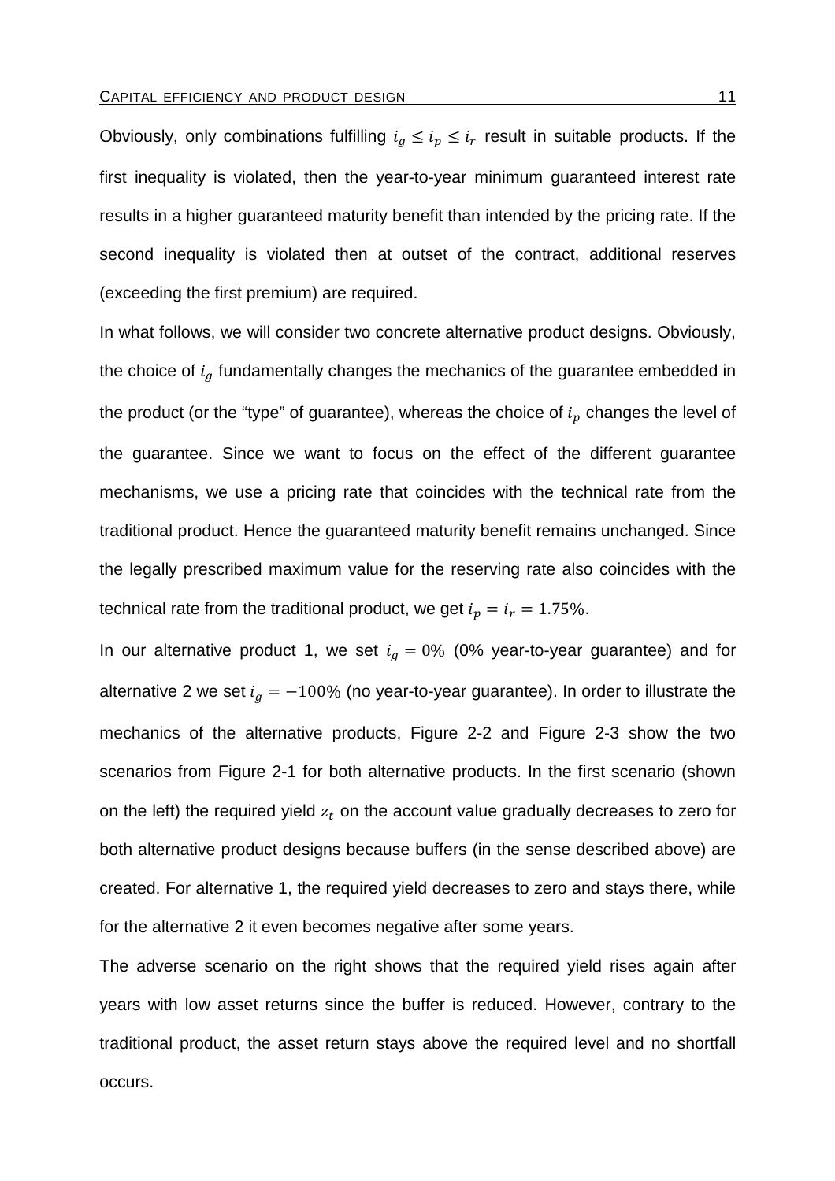Obviously, only combinations fulfilling $i_g \leq i_p \leq i_r$ result in suitable products. If the first inequality is violated, then the year-to-year minimum guaranteed interest rate results in a higher guaranteed maturity benefit than intended by the pricing rate. If the second inequality is violated then at outset of the contract, additional reserves (exceeding the first premium) are required.

In what follows, we will consider two concrete alternative product designs. Obviously, the choice of $i_g$ fundamentally changes the mechanics of the guarantee embedded in the product (or the "type" of guarantee), whereas the choice of $i_p$ changes the level of the guarantee. Since we want to focus on the effect of the different guarantee mechanisms, we use a pricing rate that coincides with the technical rate from the traditional product. Hence the guaranteed maturity benefit remains unchanged. Since the legally prescribed maximum value for the reserving rate also coincides with the technical rate from the traditional product, we get $i_p = i_r = 1.75\%$.

In our alternative product 1, we set $i_g = 0\%$ (0% year-to-year guarantee) and for alternative 2 we set $i_g = -100\%$ (no year-to-year guarantee). In order to illustrate the mechanics of the alternative products, Figure 2-2 and Figure 2-3 show the two scenarios from Figure 2-1 for both alternative products. In the first scenario (shown on the left) the required yield $z_t$ on the account value gradually decreases to zero for both alternative product designs because buffers (in the sense described above) are created. For alternative 1, the required yield decreases to zero and stays there, while for the alternative 2 it even becomes negative after some years.

The adverse scenario on the right shows that the required yield rises again after years with low asset returns since the buffer is reduced. However, contrary to the traditional product, the asset return stays above the required level and no shortfall occurs.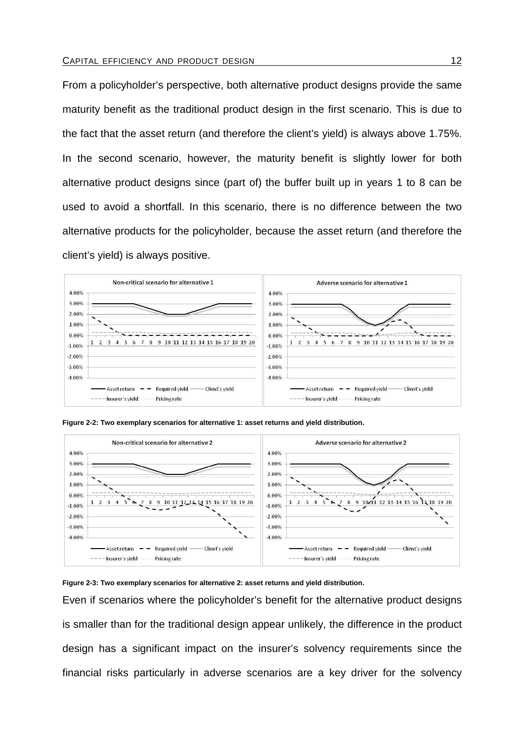From a policyholder's perspective, both alternative product designs provide the same maturity benefit as the traditional product design in the first scenario. This is due to the fact that the asset return (and therefore the client's yield) is always above 1.75%. In the second scenario, however, the maturity benefit is slightly lower for both alternative product designs since (part of) the buffer built up in years 1 to 8 can be used to avoid a shortfall. In this scenario, there is no difference between the two alternative products for the policyholder, because the asset return (and therefore the client's yield) is always positive.

**Figure 2-2: Two exemplary scenarios for alternative 1: asset returns and yield distribution.**

**Figure 2-3: Two exemplary scenarios for alternative 2: asset returns and yield distribution.**

Even if scenarios where the policyholder's benefit for the alternative product designs is smaller than for the traditional design appear unlikely, the difference in the product design has a significant impact on the insurer's solvency requirements since the financial risks particularly in adverse scenarios are a key driver for the solvency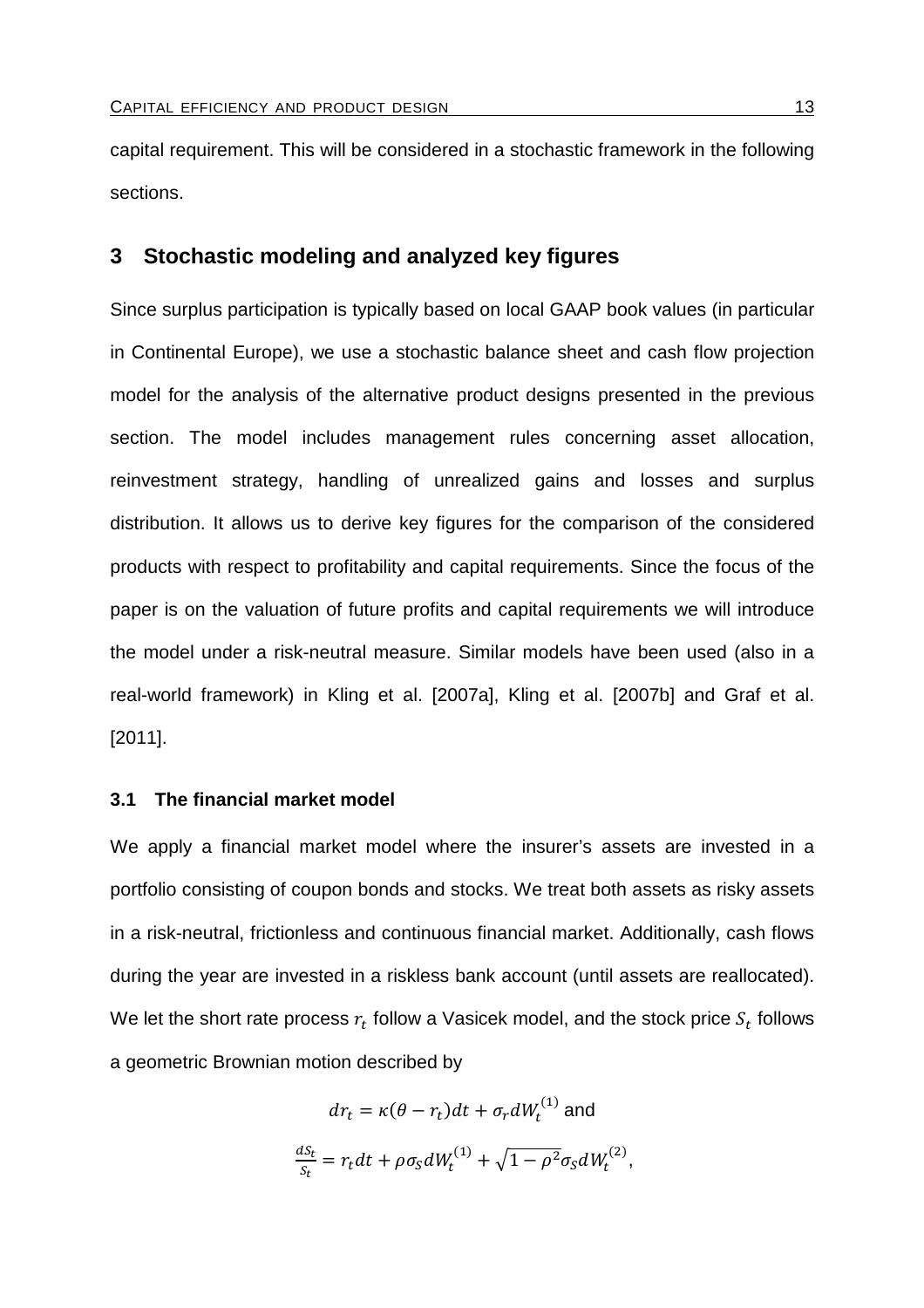capital requirement. This will be considered in a stochastic framework in the following sections.

## 3 Stochastic modeling and analyzed key figures

Since surplus participation is typically based on local GAAP book values (in particular in Continental Europe), we use a stochastic balance sheet and cash flow projection model for the analysis of the alternative product designs presented in the previous section. The model includes management rules concerning asset allocation, reinvestment strategy, handling of unrealized gains and losses and surplus distribution. It allows us to derive key figures for the comparison of the considered products with respect to profitability and capital requirements. Since the focus of the paper is on the valuation of future profits and capital requirements we will introduce the model under a risk-neutral measure. Similar models have been used (also in a real-world framework) in Kling et al. [2007a], Kling et al. [2007b] and Graf et al. [2011].

### 3.1 The financial market model

We apply a financial market model where the insurer's assets are invested in a portfolio consisting of coupon bonds and stocks. We treat both assets as risky assets in a risk-neutral, frictionless and continuous financial market. Additionally, cash flows during the year are invested in a riskless bank account (until assets are reallocated). We let the short rate process $r_t$ follow a Vasicek model, and the stock price $S_t$ follows a geometric Brownian motion described by

$$dr_t = \kappa(\theta - r_t)dt + \sigma_r dW_t^{(1)} \text{ and}$$

$$\frac{dS_t}{S_t} = r_t dt + \rho\sigma_S dW_t^{(1)} + \sqrt{1-\rho^2}\sigma_S dW_t^{(2)},$$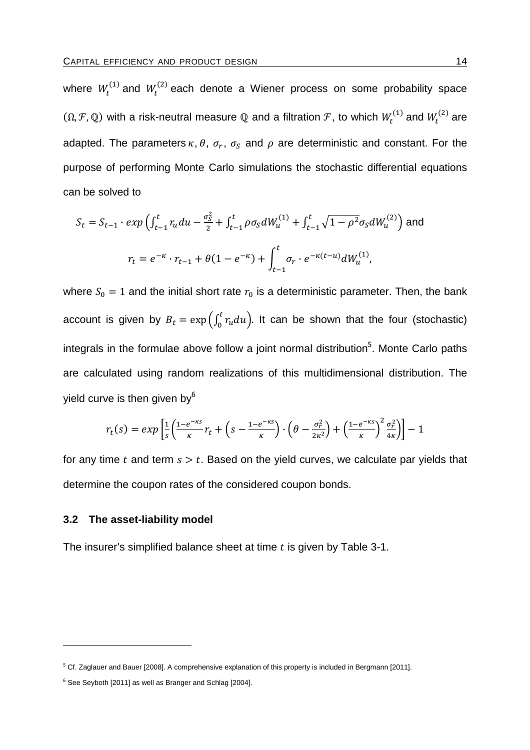where $W_t^{(1)}$ and $W_t^{(2)}$ each denote a Wiener process on some probability space $(\Omega, \mathcal{F}, \mathbb{Q})$ with a risk-neutral measure $\mathbb{Q}$ and a filtration $\mathcal{F}$, to which $W_t^{(1)}$ and $W_t^{(2)}$ are adapted. The parameters $\kappa, \theta$, $\sigma_r$, $\sigma_S$ and $\rho$ are deterministic and constant. For the purpose of performing Monte Carlo simulations the stochastic differential equations can be solved to

$$S_t = S_{t-1} \cdot exp\left(\int_{t-1}^{t} r_u du - \frac{\sigma_S^2}{2} + \int_{t-1}^{t} \rho\sigma_S dW_u^{(1)} + \int_{t-1}^{t} \sqrt{1-\rho^2}\sigma_S dW_u^{(2)}\right) \text{ and}$$

$$r_t = e^{-\kappa} \cdot r_{t-1} + \theta(1 - e^{-\kappa}) + \int_{t-1}^{t} \sigma_r \cdot e^{-\kappa(t-u)} dW_u^{(1)},$$

where $S_0 = 1$ and the initial short rate $r_0$ is a deterministic parameter. Then, the bank account is given by $B_t = \exp\left(\int_0^t r_u du\right)$. It can be shown that the four (stochastic) integrals in the formulae above follow a joint normal distribution[5]. Monte Carlo paths are calculated using random realizations of this multidimensional distribution. The yield curve is then given by[6]

$$r_t(s) = exp\left[\frac{1}{s}\left(\frac{1-e^{-\kappa s}}{\kappa} r_t + \left(s - \frac{1-e^{-\kappa s}}{\kappa}\right) \cdot \left(\theta - \frac{\sigma_r^2}{2\kappa^2}\right) + \left(\frac{1-e^{-\kappa s}}{\kappa}\right)^2 \frac{\sigma_r^2}{4\kappa}\right)\right] - 1$$

for any time $t$ and term $s > t$. Based on the yield curves, we calculate par yields that determine the coupon rates of the considered coupon bonds.

### 3.2 The asset-liability model

The insurer's simplified balance sheet at time $t$ is given by Table 3-1.

[5] Cf. Zaglauer and Bauer [2008]. A comprehensive explanation of this property is included in Bergmann [2011].

[6] See Seyboth [2011] as well as Branger and Schlag [2004].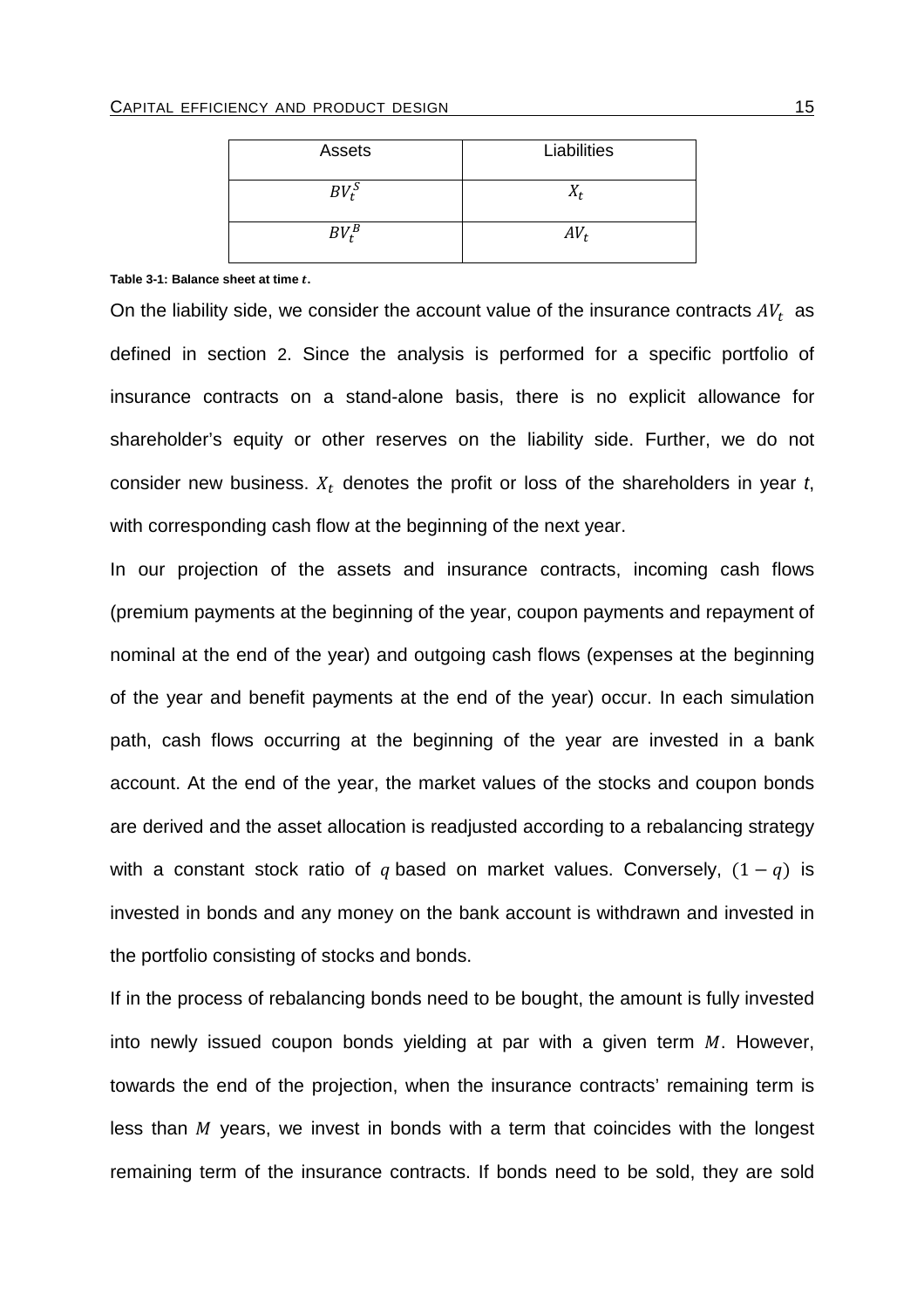| Assets | Liabilities |
| --- | --- |
| $BV_t^S$ | $X_t$ |
| $BV_t^B$ | $AV_t$ |

**Table 3-1: Balance sheet at time $t$.**

On the liability side, we consider the account value of the insurance contracts $AV_t$ as defined in section 2. Since the analysis is performed for a specific portfolio of insurance contracts on a stand-alone basis, there is no explicit allowance for shareholder's equity or other reserves on the liability side. Further, we do not consider new business. $X_t$ denotes the profit or loss of the shareholders in year *t*, with corresponding cash flow at the beginning of the next year.

In our projection of the assets and insurance contracts, incoming cash flows (premium payments at the beginning of the year, coupon payments and repayment of nominal at the end of the year) and outgoing cash flows (expenses at the beginning of the year and benefit payments at the end of the year) occur. In each simulation path, cash flows occurring at the beginning of the year are invested in a bank account. At the end of the year, the market values of the stocks and coupon bonds are derived and the asset allocation is readjusted according to a rebalancing strategy with a constant stock ratio of $q$ based on market values. Conversely, $(1-q)$ is invested in bonds and any money on the bank account is withdrawn and invested in the portfolio consisting of stocks and bonds.

If in the process of rebalancing bonds need to be bought, the amount is fully invested into newly issued coupon bonds yielding at par with a given term $M$. However, towards the end of the projection, when the insurance contracts' remaining term is less than $M$ years, we invest in bonds with a term that coincides with the longest remaining term of the insurance contracts. If bonds need to be sold, they are sold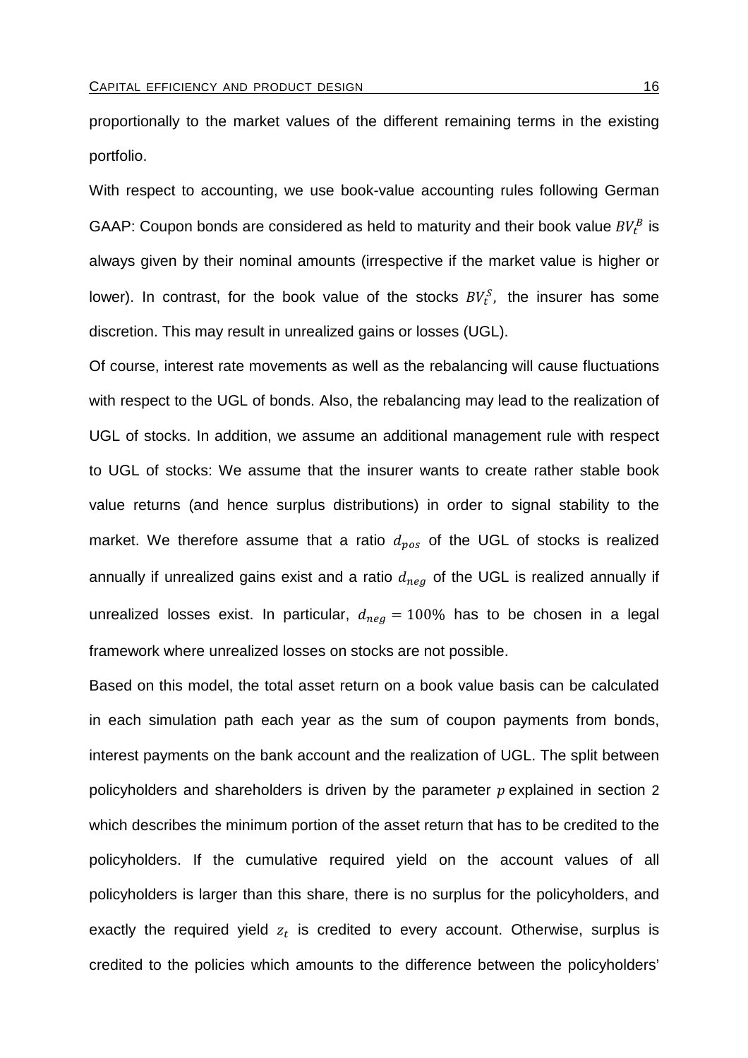proportionally to the market values of the different remaining terms in the existing portfolio.

With respect to accounting, we use book-value accounting rules following German GAAP: Coupon bonds are considered as held to maturity and their book value $BV_t^B$ is always given by their nominal amounts (irrespective if the market value is higher or lower). In contrast, for the book value of the stocks $BV_t^S$, the insurer has some discretion. This may result in unrealized gains or losses (UGL).

Of course, interest rate movements as well as the rebalancing will cause fluctuations with respect to the UGL of bonds. Also, the rebalancing may lead to the realization of UGL of stocks. In addition, we assume an additional management rule with respect to UGL of stocks: We assume that the insurer wants to create rather stable book value returns (and hence surplus distributions) in order to signal stability to the market. We therefore assume that a ratio $d_{pos}$ of the UGL of stocks is realized annually if unrealized gains exist and a ratio $d_{neg}$ of the UGL is realized annually if unrealized losses exist. In particular, $d_{neg} = 100\%$ has to be chosen in a legal framework where unrealized losses on stocks are not possible.

Based on this model, the total asset return on a book value basis can be calculated in each simulation path each year as the sum of coupon payments from bonds, interest payments on the bank account and the realization of UGL. The split between policyholders and shareholders is driven by the parameter $p$ explained in section 2 which describes the minimum portion of the asset return that has to be credited to the policyholders. If the cumulative required yield on the account values of all policyholders is larger than this share, there is no surplus for the policyholders, and exactly the required yield $z_t$ is credited to every account. Otherwise, surplus is credited to the policies which amounts to the difference between the policyholders'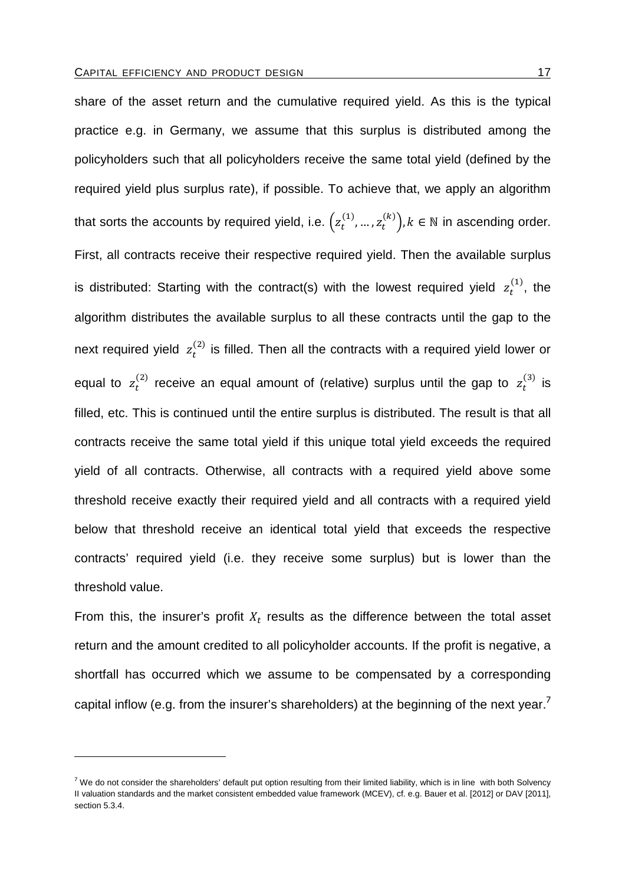share of the asset return and the cumulative required yield. As this is the typical practice e.g. in Germany, we assume that this surplus is distributed among the policyholders such that all policyholders receive the same total yield (defined by the required yield plus surplus rate), if possible. To achieve that, we apply an algorithm that sorts the accounts by required yield, i.e. $\left(z_t^{(1)}, \dots, z_t^{(k)}\right), k \in \mathbb{N}$ in ascending order. First, all contracts receive their respective required yield. Then the available surplus is distributed: Starting with the contract(s) with the lowest required yield $z_t^{(1)}$, the algorithm distributes the available surplus to all these contracts until the gap to the next required yield $z_t^{(2)}$ is filled. Then all the contracts with a required yield lower or equal to $z_t^{(2)}$ receive an equal amount of (relative) surplus until the gap to $z_t^{(3)}$ is filled, etc. This is continued until the entire surplus is distributed. The result is that all contracts receive the same total yield if this unique total yield exceeds the required yield of all contracts. Otherwise, all contracts with a required yield above some threshold receive exactly their required yield and all contracts with a required yield below that threshold receive an identical total yield that exceeds the respective contracts' required yield (i.e. they receive some surplus) but is lower than the threshold value.

From this, the insurer's profit $X_t$ results as the difference between the total asset return and the amount credited to all policyholder accounts. If the profit is negative, a shortfall has occurred which we assume to be compensated by a corresponding capital inflow (e.g. from the insurer's shareholders) at the beginning of the next year.[7]

---

[7] We do not consider the shareholders' default put option resulting from their limited liability, which is in line with both Solvency II valuation standards and the market consistent embedded value framework (MCEV), cf. e.g. Bauer et al. [2012] or DAV [2011], section 5.3.4.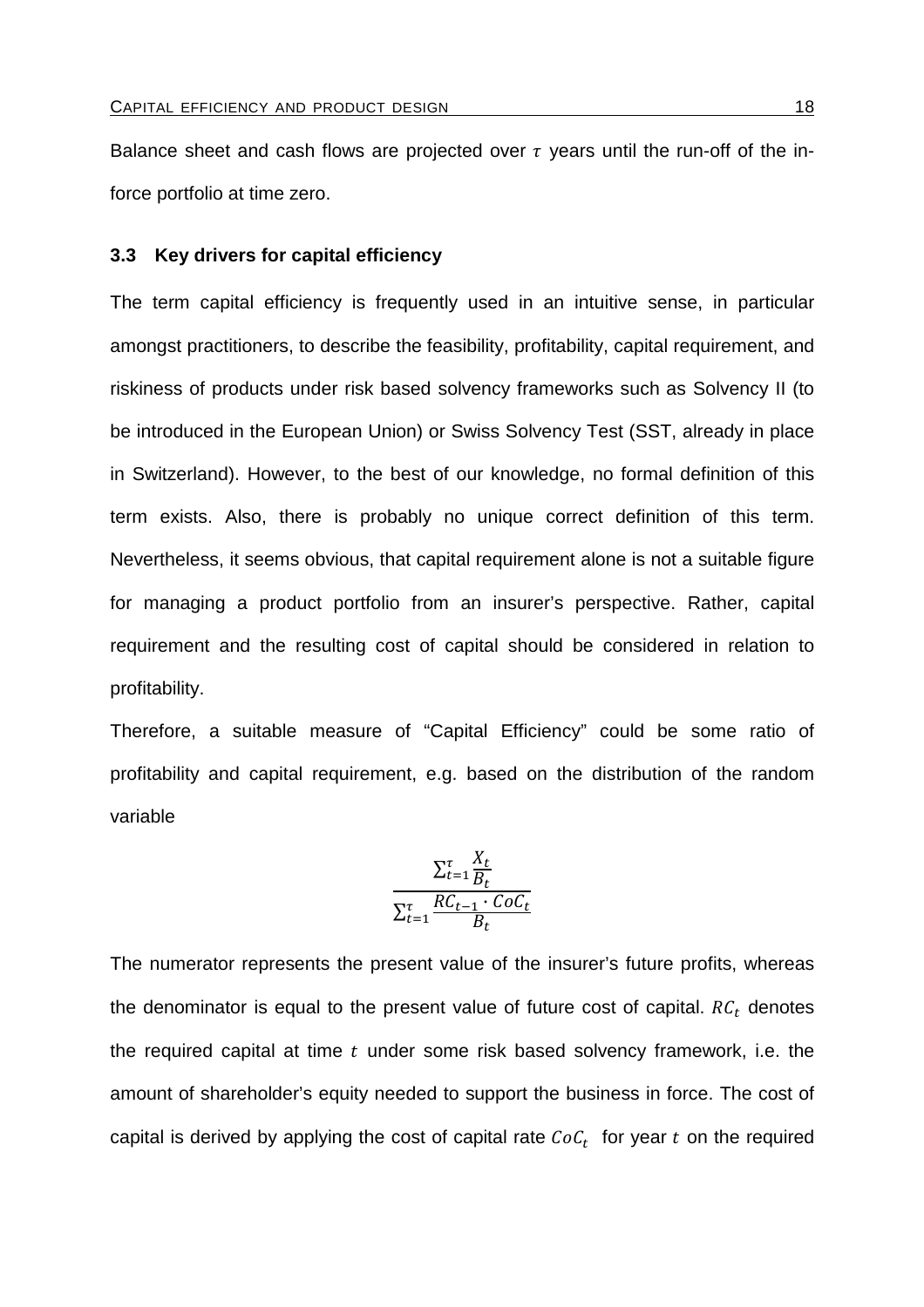Balance sheet and cash flows are projected over $\tau$ years until the run-off of the in-force portfolio at time zero.

### 3.3 Key drivers for capital efficiency

The term capital efficiency is frequently used in an intuitive sense, in particular amongst practitioners, to describe the feasibility, profitability, capital requirement, and riskiness of products under risk based solvency frameworks such as Solvency II (to be introduced in the European Union) or Swiss Solvency Test (SST, already in place in Switzerland). However, to the best of our knowledge, no formal definition of this term exists. Also, there is probably no unique correct definition of this term. Nevertheless, it seems obvious, that capital requirement alone is not a suitable figure for managing a product portfolio from an insurer's perspective. Rather, capital requirement and the resulting cost of capital should be considered in relation to profitability.

Therefore, a suitable measure of "Capital Efficiency" could be some ratio of profitability and capital requirement, e.g. based on the distribution of the random variable

$$\frac{\sum_{t=1}^{\tau} \frac{X_t}{B_t}}{\sum_{t=1}^{\tau} \frac{RC_{t-1} \cdot CoC_t}{B_t}}$$

The numerator represents the present value of the insurer's future profits, whereas the denominator is equal to the present value of future cost of capital. $RC_t$ denotes the required capital at time $t$ under some risk based solvency framework, i.e. the amount of shareholder's equity needed to support the business in force. The cost of capital is derived by applying the cost of capital rate $CoC_t$ for year $t$ on the required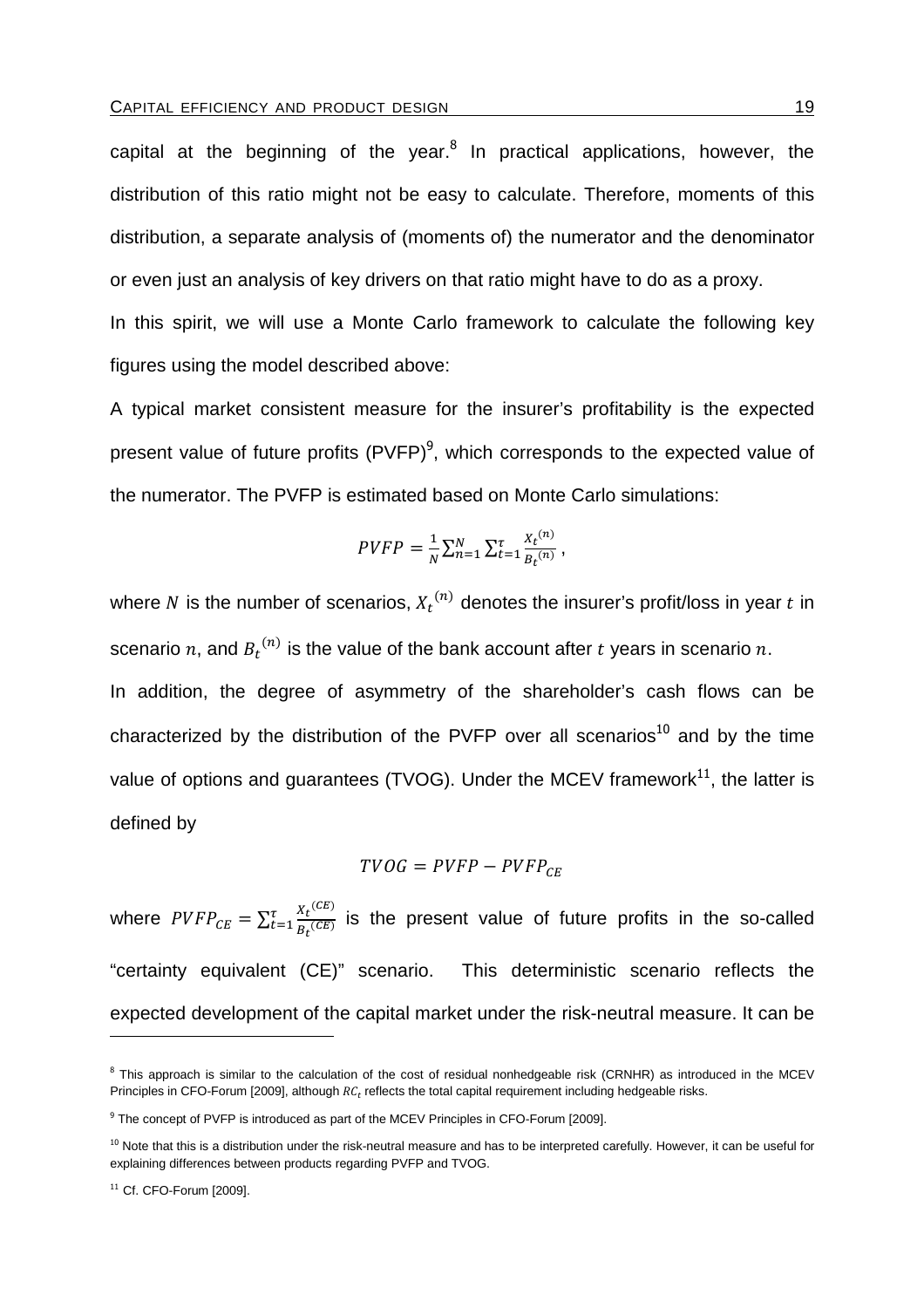capital at the beginning of the year.[8] In practical applications, however, the distribution of this ratio might not be easy to calculate. Therefore, moments of this distribution, a separate analysis of (moments of) the numerator and the denominator or even just an analysis of key drivers on that ratio might have to do as a proxy.

In this spirit, we will use a Monte Carlo framework to calculate the following key figures using the model described above:

A typical market consistent measure for the insurer's profitability is the expected present value of future profits (PVFP)[9], which corresponds to the expected value of the numerator. The PVFP is estimated based on Monte Carlo simulations:

$$PVFP = \frac{1}{N}\sum_{n=1}^{N}\sum_{t=1}^{\tau}\frac{X_t^{(n)}}{B_t^{(n)}},$$

where $N$ is the number of scenarios, $X_t^{(n)}$ denotes the insurer's profit/loss in year $t$ in scenario $n$, and $B_t^{(n)}$ is the value of the bank account after $t$ years in scenario $n$.

In addition, the degree of asymmetry of the shareholder's cash flows can be characterized by the distribution of the PVFP over all scenarios[10] and by the time value of options and guarantees (TVOG). Under the MCEV framework[11], the latter is defined by

$$TVOG = PVFP - PVFP_{CE}$$

where $PVFP_{CE} = \sum_{t=1}^{\tau}\frac{X_t^{(CE)}}{B_t^{(CE)}}$ is the present value of future profits in the so-called "certainty equivalent (CE)" scenario. This deterministic scenario reflects the expected development of the capital market under the risk-neutral measure. It can be

---

[8] This approach is similar to the calculation of the cost of residual nonhedgeable risk (CRNHR) as introduced in the MCEV Principles in CFO-Forum [2009], although $RC_t$ reflects the total capital requirement including hedgeable risks.

[9] The concept of PVFP is introduced as part of the MCEV Principles in CFO-Forum [2009].

[10] Note that this is a distribution under the risk-neutral measure and has to be interpreted carefully. However, it can be useful for explaining differences between products regarding PVFP and TVOG.

[11] Cf. CFO-Forum [2009].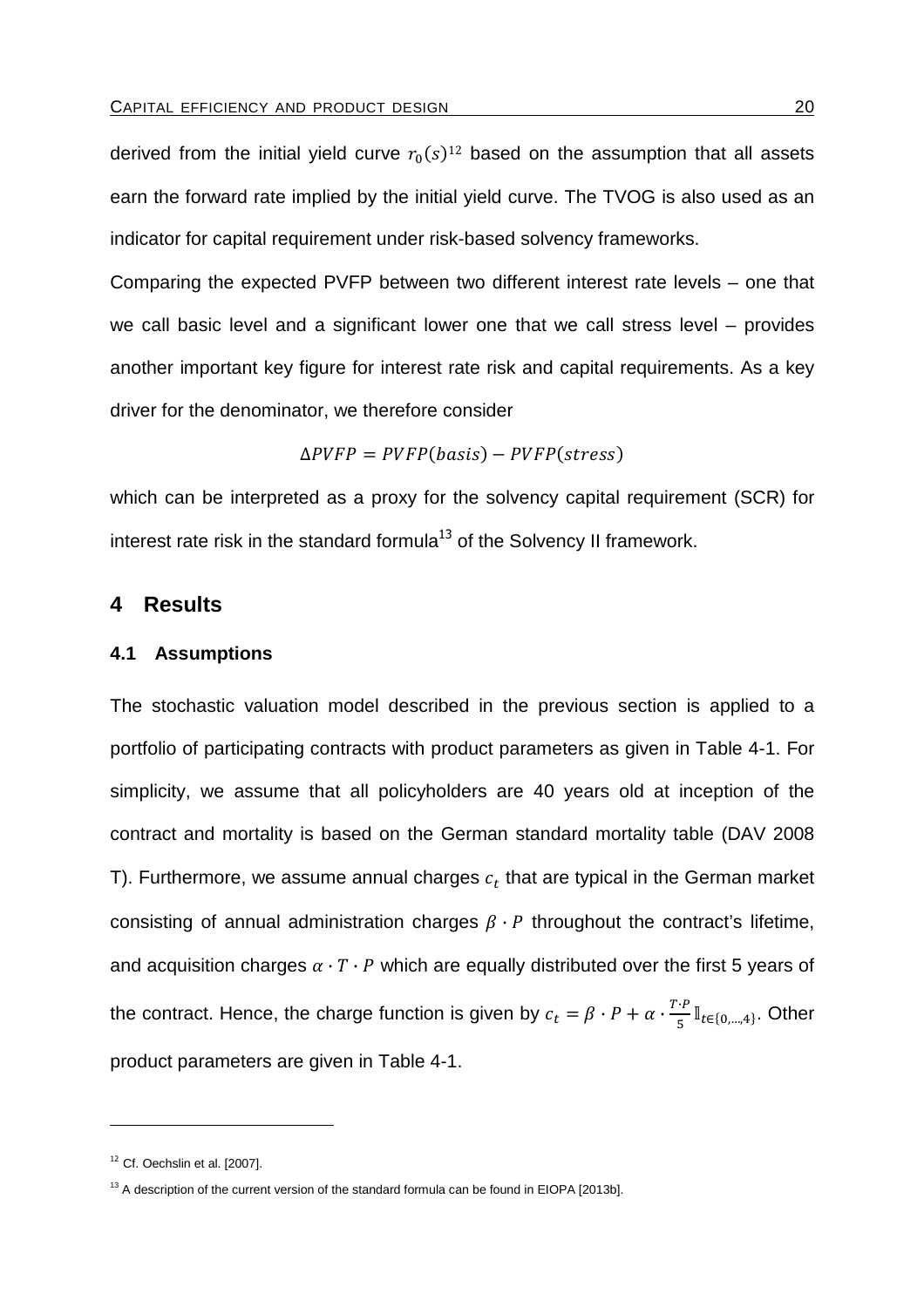derived from the initial yield curve $r_0(s)$[12] based on the assumption that all assets earn the forward rate implied by the initial yield curve. The TVOG is also used as an indicator for capital requirement under risk-based solvency frameworks.

Comparing the expected PVFP between two different interest rate levels – one that we call basic level and a significant lower one that we call stress level – provides another important key figure for interest rate risk and capital requirements. As a key driver for the denominator, we therefore consider

$$\Delta PVFP = PVFP(basis) - PVFP(stress)$$

which can be interpreted as a proxy for the solvency capital requirement (SCR) for interest rate risk in the standard formula[13] of the Solvency II framework.

## 4 Results

### 4.1 Assumptions

The stochastic valuation model described in the previous section is applied to a portfolio of participating contracts with product parameters as given in Table 4-1. For simplicity, we assume that all policyholders are 40 years old at inception of the contract and mortality is based on the German standard mortality table (DAV 2008 T). Furthermore, we assume annual charges $c_t$ that are typical in the German market consisting of annual administration charges $\beta \cdot P$ throughout the contract's lifetime, and acquisition charges $\alpha \cdot T \cdot P$ which are equally distributed over the first 5 years of the contract. Hence, the charge function is given by $c_t = \beta \cdot P + \alpha \cdot \frac{T \cdot P}{5} \mathbb{1}_{t \in \{0,\dots,4\}}$. Other product parameters are given in Table 4-1.

---

[12] Cf. Oechslin et al. [2007].

[13] A description of the current version of the standard formula can be found in EIOPA [2013b].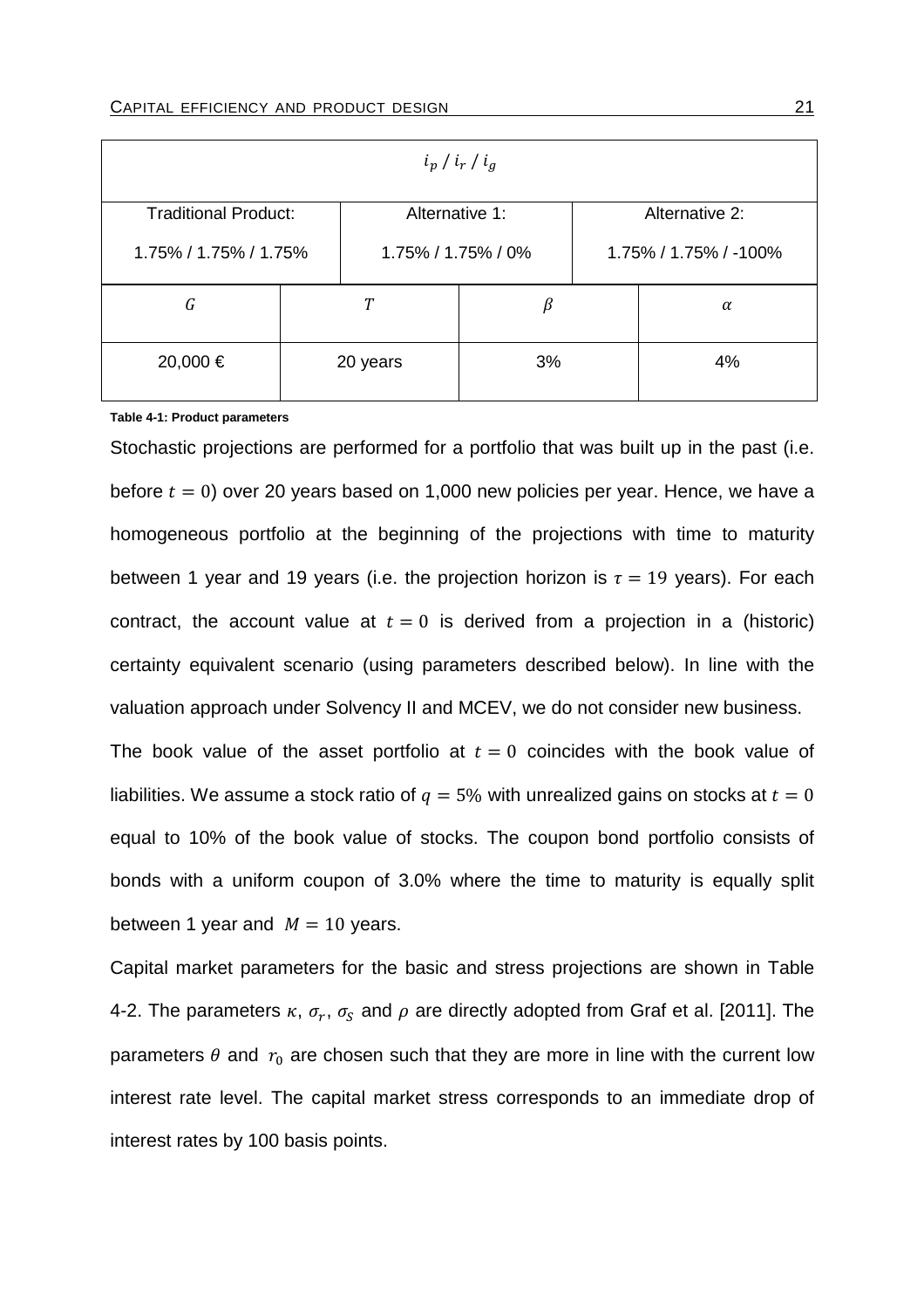| $i_p$ / $i_r$ / $i_g$ | | | |
|---|---|---|---|
| Traditional Product: 1.75% / 1.75% / 1.75% | Alternative 1: 1.75% / 1.75% / 0% | | Alternative 2: 1.75% / 1.75% / -100% |
| $G$ | $T$ | $\beta$ | $\alpha$ |
| 20,000 € | 20 years | 3% | 4% |

**Table 4-1: Product parameters**

Stochastic projections are performed for a portfolio that was built up in the past (i.e. before $t = 0$) over 20 years based on 1,000 new policies per year. Hence, we have a homogeneous portfolio at the beginning of the projections with time to maturity between 1 year and 19 years (i.e. the projection horizon is $\tau = 19$ years). For each contract, the account value at $t = 0$ is derived from a projection in a (historic) certainty equivalent scenario (using parameters described below). In line with the valuation approach under Solvency II and MCEV, we do not consider new business.

The book value of the asset portfolio at $t = 0$ coincides with the book value of liabilities. We assume a stock ratio of $q = 5\%$ with unrealized gains on stocks at $t = 0$ equal to 10% of the book value of stocks. The coupon bond portfolio consists of bonds with a uniform coupon of 3.0% where the time to maturity is equally split between 1 year and $M = 10$ years.

Capital market parameters for the basic and stress projections are shown in Table 4-2. The parameters $\kappa$, $\sigma_r$, $\sigma_S$ and $\rho$ are directly adopted from Graf et al. [2011]. The parameters $\theta$ and $r_0$ are chosen such that they are more in line with the current low interest rate level. The capital market stress corresponds to an immediate drop of interest rates by 100 basis points.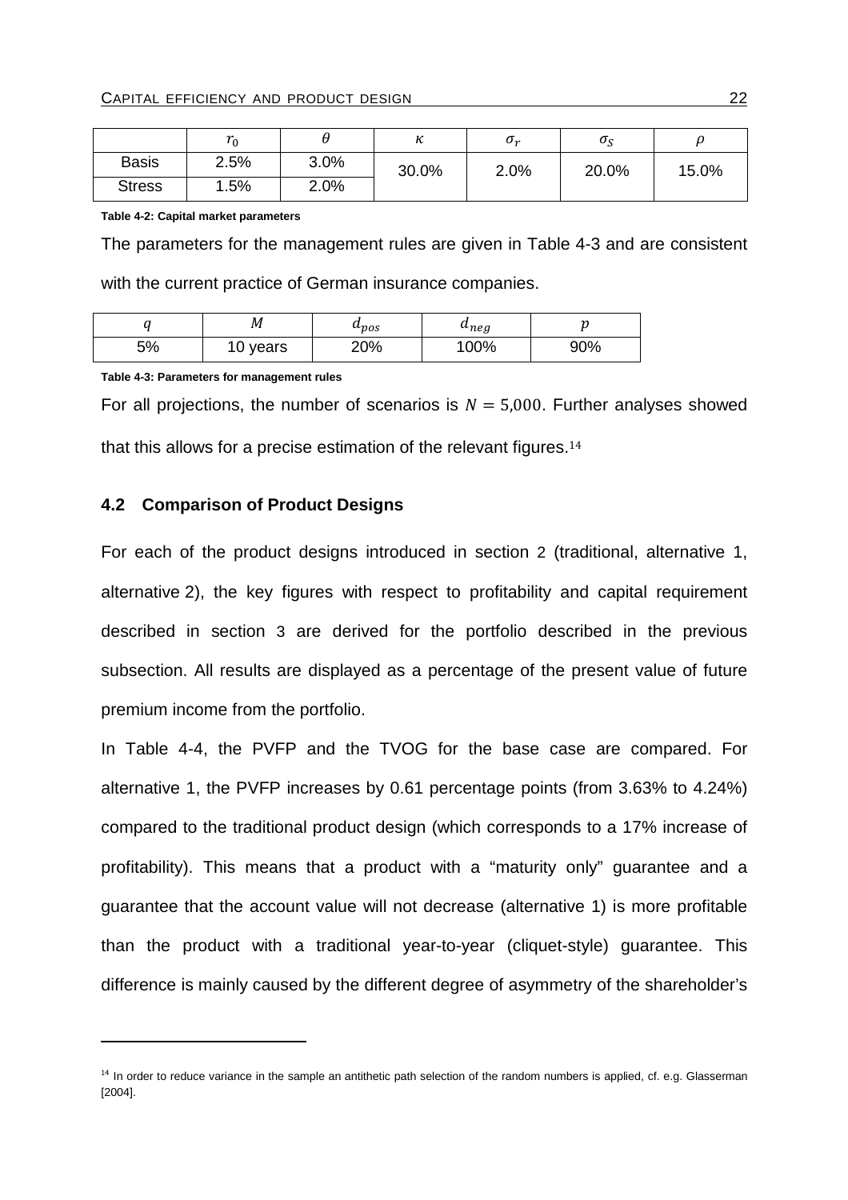|  | $r_0$ | $\theta$ | $\kappa$ | $\sigma_r$ | $\sigma_S$ | $\rho$ |
|---|---|---|---|---|---|---|
| Basis | 2.5% | 3.0% | 30.0% | 2.0% | 20.0% | 15.0% |
| Stress | 1.5% | 2.0% | | | | |

**Table 4-2: Capital market parameters**

The parameters for the management rules are given in Table 4-3 and are consistent with the current practice of German insurance companies.

| $q$ | $M$ | $d_{pos}$ | $d_{neg}$ | $p$ |
|---|---|---|---|---|
| 5% | 10 years | 20% | 100% | 90% |

**Table 4-3: Parameters for management rules**

For all projections, the number of scenarios is $N = 5{,}000$. Further analyses showed that this allows for a precise estimation of the relevant figures.[14]

### 4.2 Comparison of Product Designs

For each of the product designs introduced in section 2 (traditional, alternative 1, alternative 2), the key figures with respect to profitability and capital requirement described in section 3 are derived for the portfolio described in the previous subsection. All results are displayed as a percentage of the present value of future premium income from the portfolio.

In Table 4-4, the PVFP and the TVOG for the base case are compared. For alternative 1, the PVFP increases by 0.61 percentage points (from 3.63% to 4.24%) compared to the traditional product design (which corresponds to a 17% increase of profitability). This means that a product with a "maturity only" guarantee and a guarantee that the account value will not decrease (alternative 1) is more profitable than the product with a traditional year-to-year (cliquet-style) guarantee. This difference is mainly caused by the different degree of asymmetry of the shareholder's

---

[14] In order to reduce variance in the sample an antithetic path selection of the random numbers is applied, cf. e.g. Glasserman [2004].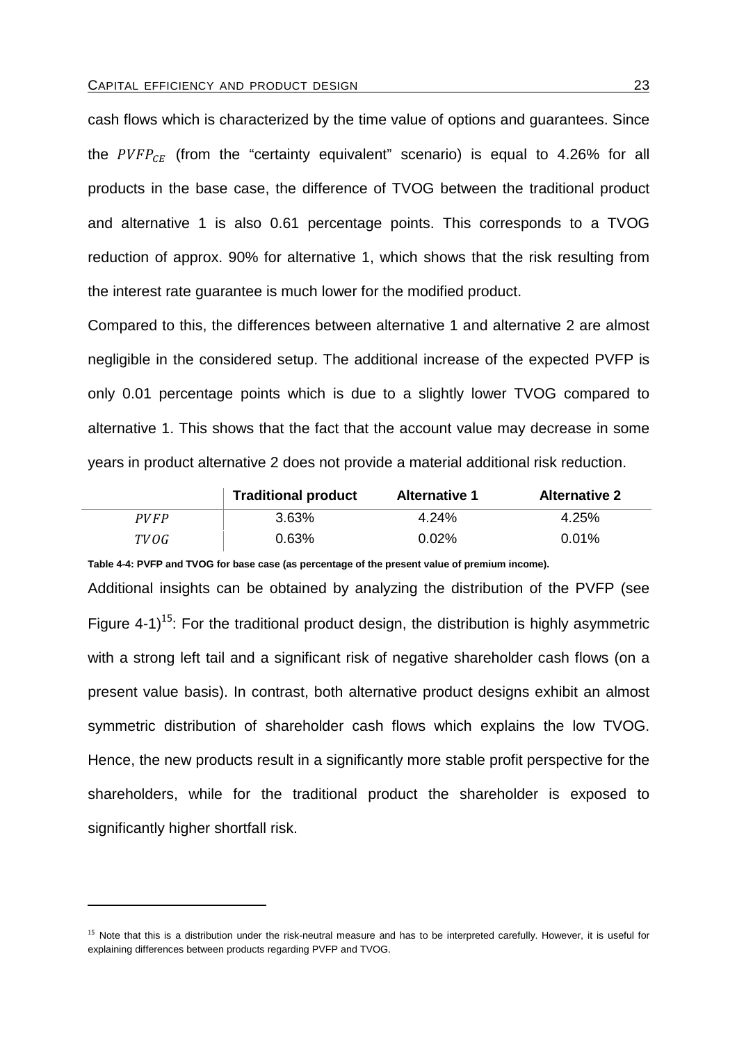cash flows which is characterized by the time value of options and guarantees. Since the $PVFP_{CE}$ (from the "certainty equivalent" scenario) is equal to 4.26% for all products in the base case, the difference of TVOG between the traditional product and alternative 1 is also 0.61 percentage points. This corresponds to a TVOG reduction of approx. 90% for alternative 1, which shows that the risk resulting from the interest rate guarantee is much lower for the modified product.

Compared to this, the differences between alternative 1 and alternative 2 are almost negligible in the considered setup. The additional increase of the expected PVFP is only 0.01 percentage points which is due to a slightly lower TVOG compared to alternative 1. This shows that the fact that the account value may decrease in some years in product alternative 2 does not provide a material additional risk reduction.

| | **Traditional product** | **Alternative 1** | **Alternative 2** |
|---|---|---|---|
| $PVFP$ | 3.63% | 4.24% | 4.25% |
| $TVOG$ | 0.63% | 0.02% | 0.01% |

**Table 4-4: PVFP and TVOG for base case (as percentage of the present value of premium income).**

Additional insights can be obtained by analyzing the distribution of the PVFP (see Figure 4-1)[15]: For the traditional product design, the distribution is highly asymmetric with a strong left tail and a significant risk of negative shareholder cash flows (on a present value basis). In contrast, both alternative product designs exhibit an almost symmetric distribution of shareholder cash flows which explains the low TVOG. Hence, the new products result in a significantly more stable profit perspective for the shareholders, while for the traditional product the shareholder is exposed to significantly higher shortfall risk.

[15] Note that this is a distribution under the risk-neutral measure and has to be interpreted carefully. However, it is useful for explaining differences between products regarding PVFP and TVOG.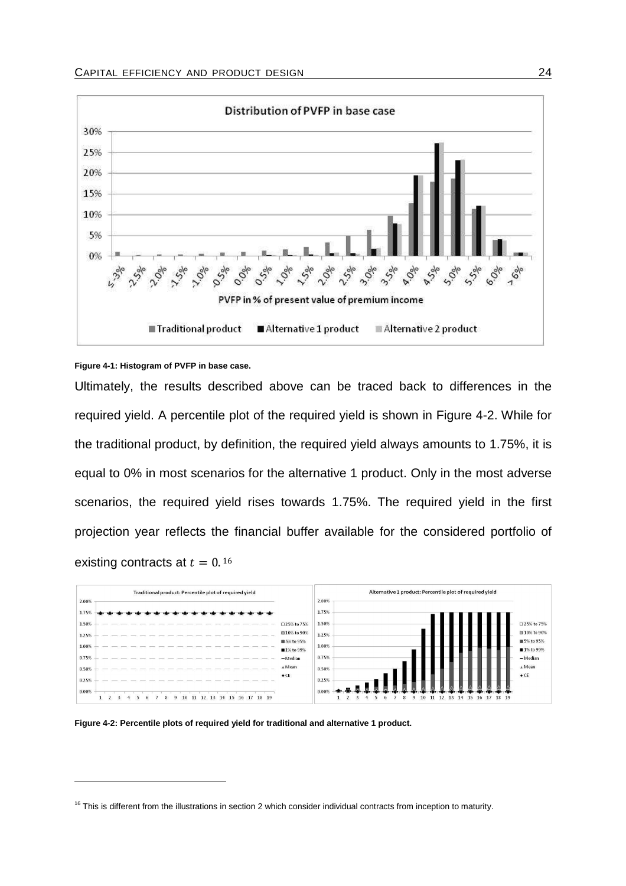Figure 4-1: Histogram of PVFP in base case.

Ultimately, the results described above can be traced back to differences in the required yield. A percentile plot of the required yield is shown in Figure 4-2. While for the traditional product, by definition, the required yield always amounts to 1.75%, it is equal to 0% in most scenarios for the alternative 1 product. Only in the most adverse scenarios, the required yield rises towards 1.75%. The required yield in the first projection year reflects the financial buffer available for the considered portfolio of existing contracts at $t = 0$.[16]

Figure 4-2: Percentile plots of required yield for traditional and alternative 1 product.

[16] This is different from the illustrations in section 2 which consider individual contracts from inception to maturity.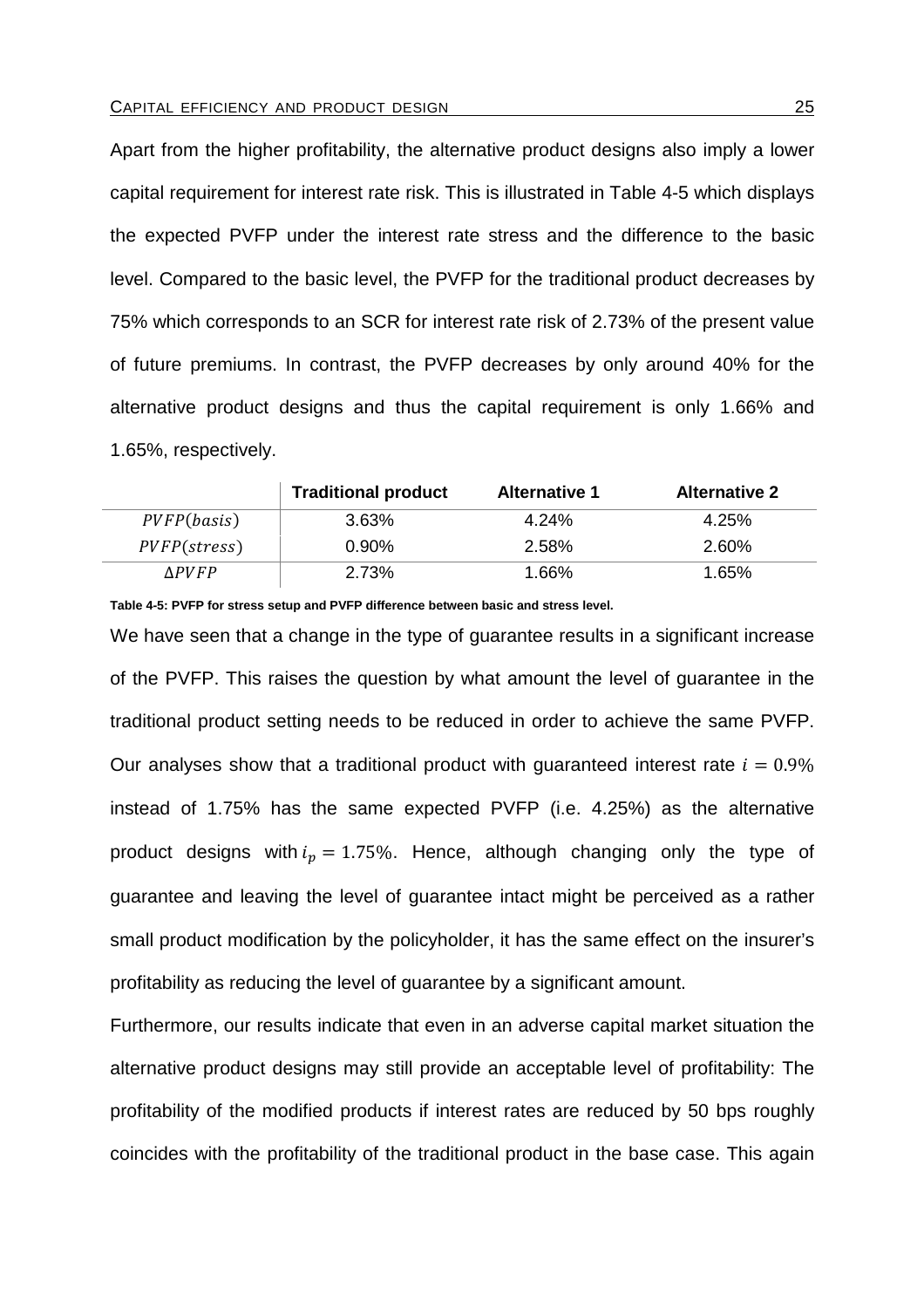Apart from the higher profitability, the alternative product designs also imply a lower capital requirement for interest rate risk. This is illustrated in Table 4-5 which displays the expected PVFP under the interest rate stress and the difference to the basic level. Compared to the basic level, the PVFP for the traditional product decreases by 75% which corresponds to an SCR for interest rate risk of 2.73% of the present value of future premiums. In contrast, the PVFP decreases by only around 40% for the alternative product designs and thus the capital requirement is only 1.66% and 1.65%, respectively.

| | **Traditional product** | **Alternative 1** | **Alternative 2** |
|---|---|---|---|
| $PVFP(basis)$ | 3.63% | 4.24% | 4.25% |
| $PVFP(stress)$ | 0.90% | 2.58% | 2.60% |
| $\Delta PVFP$ | 2.73% | 1.66% | 1.65% |

**Table 4-5: PVFP for stress setup and PVFP difference between basic and stress level.**

We have seen that a change in the type of guarantee results in a significant increase of the PVFP. This raises the question by what amount the level of guarantee in the traditional product setting needs to be reduced in order to achieve the same PVFP. Our analyses show that a traditional product with guaranteed interest rate $i = 0.9\%$ instead of 1.75% has the same expected PVFP (i.e. 4.25%) as the alternative product designs with $i_p = 1.75\%$. Hence, although changing only the type of guarantee and leaving the level of guarantee intact might be perceived as a rather small product modification by the policyholder, it has the same effect on the insurer's profitability as reducing the level of guarantee by a significant amount.

Furthermore, our results indicate that even in an adverse capital market situation the alternative product designs may still provide an acceptable level of profitability: The profitability of the modified products if interest rates are reduced by 50 bps roughly coincides with the profitability of the traditional product in the base case. This again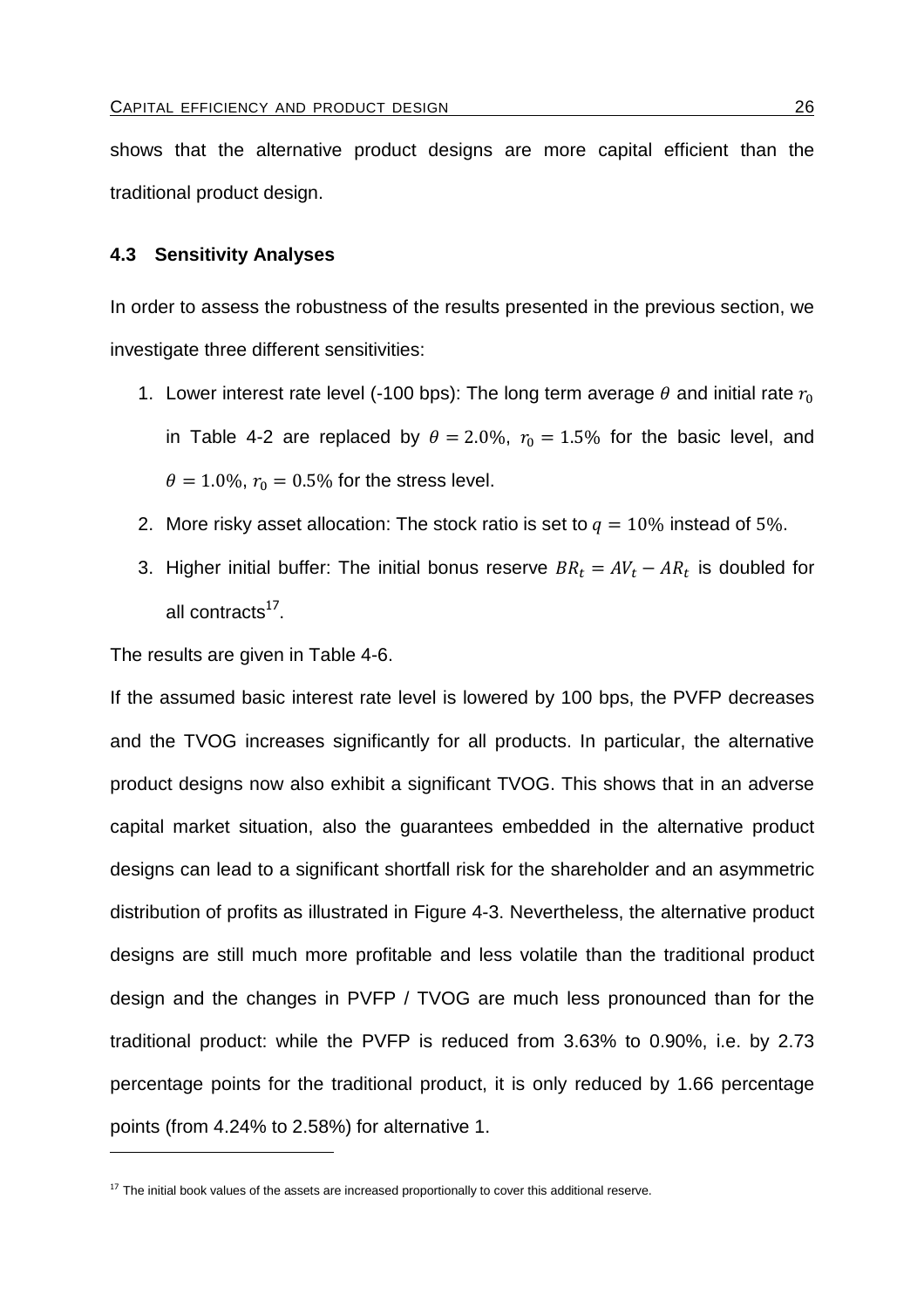shows that the alternative product designs are more capital efficient than the traditional product design.

### 4.3 Sensitivity Analyses

In order to assess the robustness of the results presented in the previous section, we investigate three different sensitivities:

1. Lower interest rate level (-100 bps): The long term average $\theta$ and initial rate $r_0$ in Table 4-2 are replaced by $\theta = 2.0\%$, $r_0 = 1.5\%$ for the basic level, and $\theta = 1.0\%$, $r_0 = 0.5\%$ for the stress level.
2. More risky asset allocation: The stock ratio is set to $q = 10\%$ instead of $5\%$.
3. Higher initial buffer: The initial bonus reserve $BR_t = AV_t - AR_t$ is doubled for all contracts[17].

The results are given in Table 4-6.

If the assumed basic interest rate level is lowered by 100 bps, the PVFP decreases and the TVOG increases significantly for all products. In particular, the alternative product designs now also exhibit a significant TVOG. This shows that in an adverse capital market situation, also the guarantees embedded in the alternative product designs can lead to a significant shortfall risk for the shareholder and an asymmetric distribution of profits as illustrated in Figure 4-3. Nevertheless, the alternative product designs are still much more profitable and less volatile than the traditional product design and the changes in PVFP / TVOG are much less pronounced than for the traditional product: while the PVFP is reduced from 3.63% to 0.90%, i.e. by 2.73 percentage points for the traditional product, it is only reduced by 1.66 percentage points (from 4.24% to 2.58%) for alternative 1.

[17] The initial book values of the assets are increased proportionally to cover this additional reserve.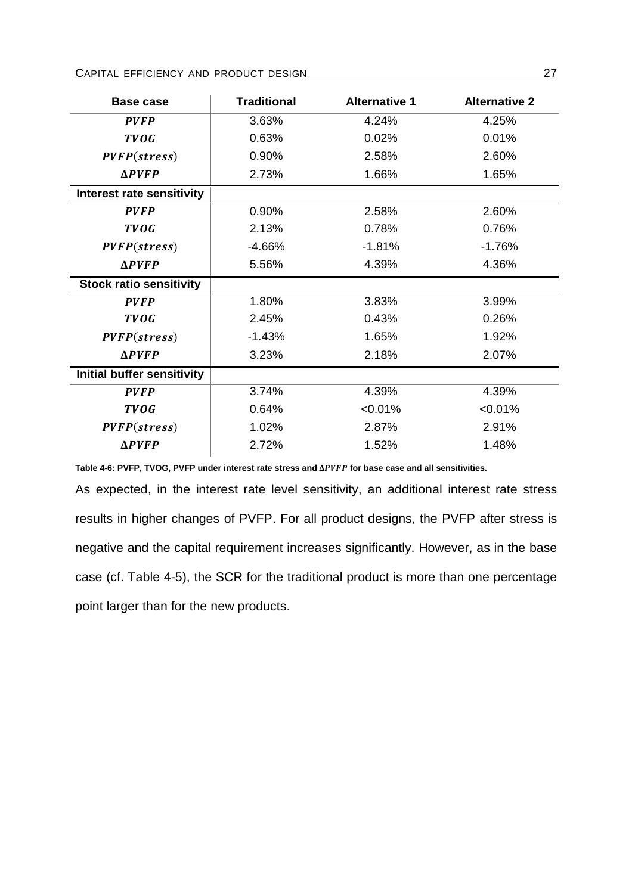| Base case | Traditional | Alternative 1 | Alternative 2 |
|---|---|---|---|
| $\boldsymbol{PVFP}$ | 3.63% | 4.24% | 4.25% |
| $\boldsymbol{TVOG}$ | 0.63% | 0.02% | 0.01% |
| $\boldsymbol{PVFP(stress)}$ | 0.90% | 2.58% | 2.60% |
| $\boldsymbol{\Delta PVFP}$ | 2.73% | 1.66% | 1.65% |
| **Interest rate sensitivity** | | | |
| $\boldsymbol{PVFP}$ | 0.90% | 2.58% | 2.60% |
| $\boldsymbol{TVOG}$ | 2.13% | 0.78% | 0.76% |
| $\boldsymbol{PVFP(stress)}$ | -4.66% | -1.81% | -1.76% |
| $\boldsymbol{\Delta PVFP}$ | 5.56% | 4.39% | 4.36% |
| **Stock ratio sensitivity** | | | |
| $\boldsymbol{PVFP}$ | 1.80% | 3.83% | 3.99% |
| $\boldsymbol{TVOG}$ | 2.45% | 0.43% | 0.26% |
| $\boldsymbol{PVFP(stress)}$ | -1.43% | 1.65% | 1.92% |
| $\boldsymbol{\Delta PVFP}$ | 3.23% | 2.18% | 2.07% |
| **Initial buffer sensitivity** | | | |
| $\boldsymbol{PVFP}$ | 3.74% | 4.39% | 4.39% |
| $\boldsymbol{TVOG}$ | 0.64% | <0.01% | <0.01% |
| $\boldsymbol{PVFP(stress)}$ | 1.02% | 2.87% | 2.91% |
| $\boldsymbol{\Delta PVFP}$ | 2.72% | 1.52% | 1.48% |

**Table 4-6: PVFP, TVOG, PVFP under interest rate stress and $\Delta PVFP$ for base case and all sensitivities.**

As expected, in the interest rate level sensitivity, an additional interest rate stress results in higher changes of PVFP. For all product designs, the PVFP after stress is negative and the capital requirement increases significantly. However, as in the base case (cf. Table 4-5), the SCR for the traditional product is more than one percentage point larger than for the new products.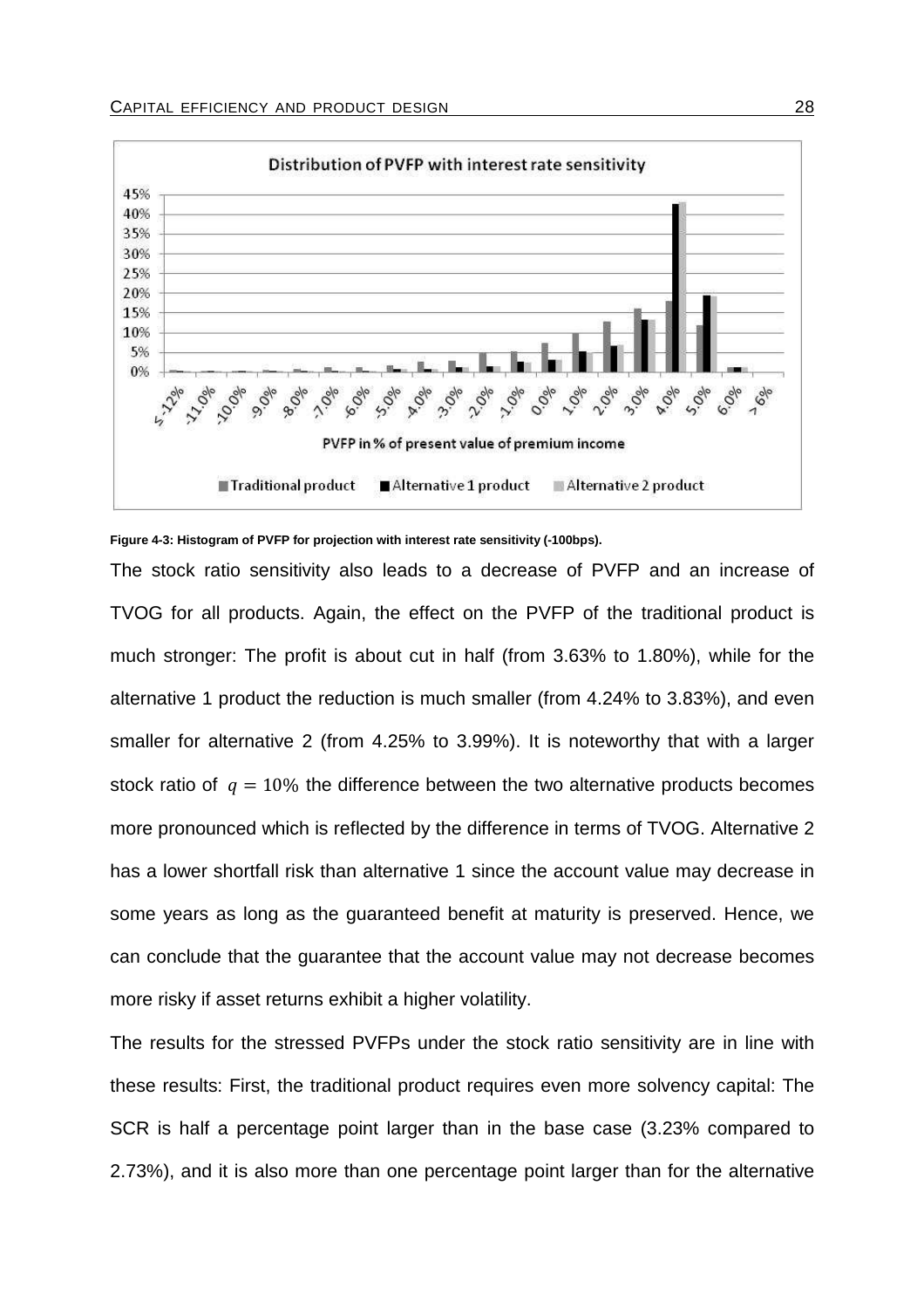**Figure 4-3: Histogram of PVFP for projection with interest rate sensitivity (-100bps).**

The stock ratio sensitivity also leads to a decrease of PVFP and an increase of TVOG for all products. Again, the effect on the PVFP of the traditional product is much stronger: The profit is about cut in half (from 3.63% to 1.80%), while for the alternative 1 product the reduction is much smaller (from 4.24% to 3.83%), and even smaller for alternative 2 (from 4.25% to 3.99%). It is noteworthy that with a larger stock ratio of $q = 10\%$ the difference between the two alternative products becomes more pronounced which is reflected by the difference in terms of TVOG. Alternative 2 has a lower shortfall risk than alternative 1 since the account value may decrease in some years as long as the guaranteed benefit at maturity is preserved. Hence, we can conclude that the guarantee that the account value may not decrease becomes more risky if asset returns exhibit a higher volatility.

The results for the stressed PVFPs under the stock ratio sensitivity are in line with these results: First, the traditional product requires even more solvency capital: The SCR is half a percentage point larger than in the base case (3.23% compared to 2.73%), and it is also more than one percentage point larger than for the alternative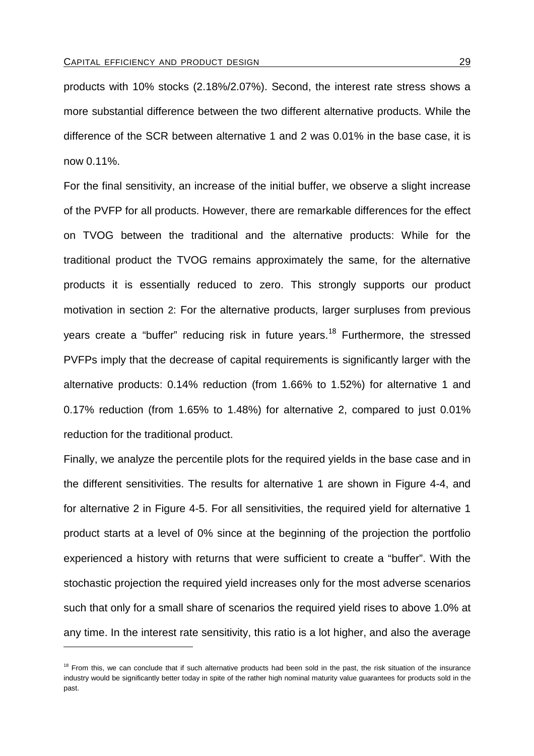products with 10% stocks (2.18%/2.07%). Second, the interest rate stress shows a more substantial difference between the two different alternative products. While the difference of the SCR between alternative 1 and 2 was 0.01% in the base case, it is now 0.11%.

For the final sensitivity, an increase of the initial buffer, we observe a slight increase of the PVFP for all products. However, there are remarkable differences for the effect on TVOG between the traditional and the alternative products: While for the traditional product the TVOG remains approximately the same, for the alternative products it is essentially reduced to zero. This strongly supports our product motivation in section 2: For the alternative products, larger surpluses from previous years create a "buffer" reducing risk in future years.[18] Furthermore, the stressed PVFPs imply that the decrease of capital requirements is significantly larger with the alternative products: 0.14% reduction (from 1.66% to 1.52%) for alternative 1 and 0.17% reduction (from 1.65% to 1.48%) for alternative 2, compared to just 0.01% reduction for the traditional product.

Finally, we analyze the percentile plots for the required yields in the base case and in the different sensitivities. The results for alternative 1 are shown in Figure 4-4, and for alternative 2 in Figure 4-5. For all sensitivities, the required yield for alternative 1 product starts at a level of 0% since at the beginning of the projection the portfolio experienced a history with returns that were sufficient to create a "buffer". With the stochastic projection the required yield increases only for the most adverse scenarios such that only for a small share of scenarios the required yield rises to above 1.0% at any time. In the interest rate sensitivity, this ratio is a lot higher, and also the average

[18] From this, we can conclude that if such alternative products had been sold in the past, the risk situation of the insurance industry would be significantly better today in spite of the rather high nominal maturity value guarantees for products sold in the past.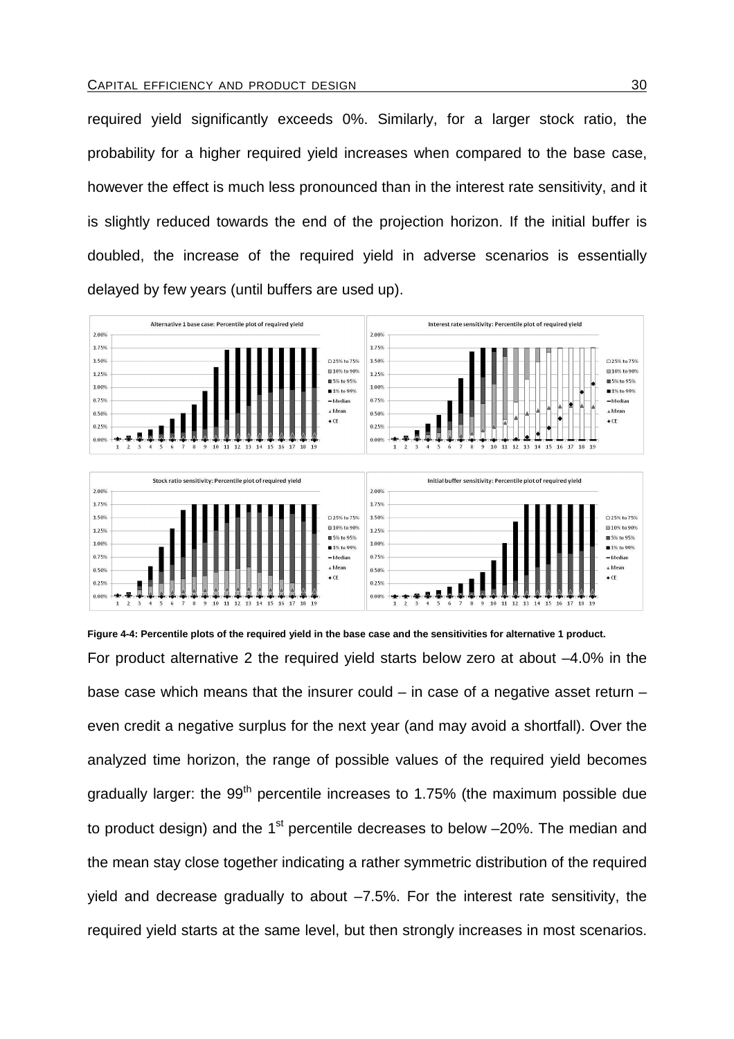required yield significantly exceeds 0%. Similarly, for a larger stock ratio, the probability for a higher required yield increases when compared to the base case, however the effect is much less pronounced than in the interest rate sensitivity, and it is slightly reduced towards the end of the projection horizon. If the initial buffer is doubled, the increase of the required yield in adverse scenarios is essentially delayed by few years (until buffers are used up).

**Figure 4-4: Percentile plots of the required yield in the base case and the sensitivities for alternative 1 product.**

For product alternative 2 the required yield starts below zero at about –4.0% in the base case which means that the insurer could – in case of a negative asset return – even credit a negative surplus for the next year (and may avoid a shortfall). Over the analyzed time horizon, the range of possible values of the required yield becomes gradually larger: the 99[th] percentile increases to 1.75% (the maximum possible due to product design) and the 1[st] percentile decreases to below –20%. The median and the mean stay close together indicating a rather symmetric distribution of the required yield and decrease gradually to about –7.5%. For the interest rate sensitivity, the required yield starts at the same level, but then strongly increases in most scenarios.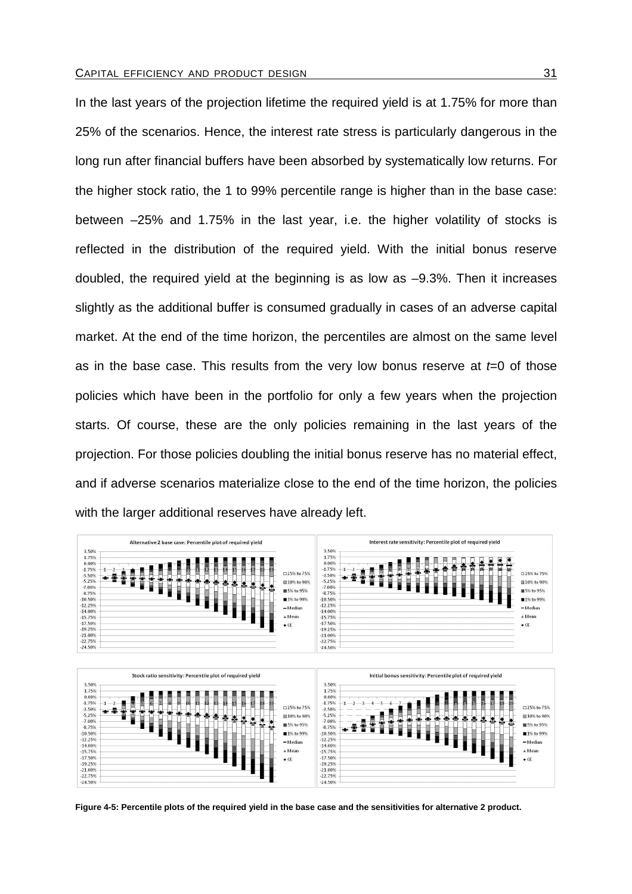In the last years of the projection lifetime the required yield is at 1.75% for more than 25% of the scenarios. Hence, the interest rate stress is particularly dangerous in the long run after financial buffers have been absorbed by systematically low returns. For the higher stock ratio, the 1 to 99% percentile range is higher than in the base case: between –25% and 1.75% in the last year, i.e. the higher volatility of stocks is reflected in the distribution of the required yield. With the initial bonus reserve doubled, the required yield at the beginning is as low as –9.3%. Then it increases slightly as the additional buffer is consumed gradually in cases of an adverse capital market. At the end of the time horizon, the percentiles are almost on the same level as in the base case. This results from the very low bonus reserve at $t$=0 of those policies which have been in the portfolio for only a few years when the projection starts. Of course, these are the only policies remaining in the last years of the projection. For those policies doubling the initial bonus reserve has no material effect, and if adverse scenarios materialize close to the end of the time horizon, the policies with the larger additional reserves have already left.

**Figure 4-5: Percentile plots of the required yield in the base case and the sensitivities for alternative 2 product.**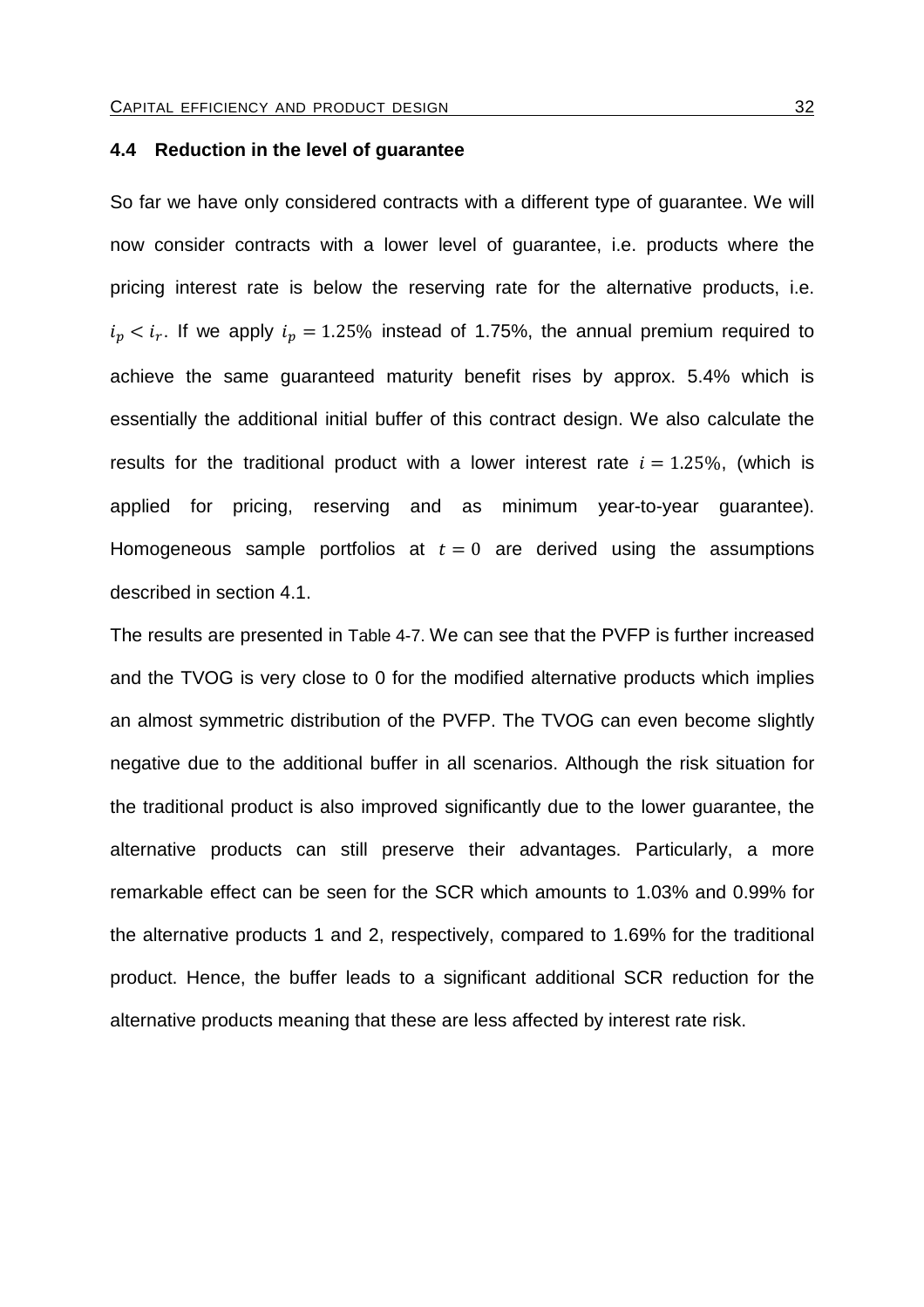### 4.4 Reduction in the level of guarantee

So far we have only considered contracts with a different type of guarantee. We will now consider contracts with a lower level of guarantee, i.e. products where the pricing interest rate is below the reserving rate for the alternative products, i.e. $i_p < i_r$. If we apply $i_p = 1.25\%$ instead of 1.75%, the annual premium required to achieve the same guaranteed maturity benefit rises by approx. 5.4% which is essentially the additional initial buffer of this contract design. We also calculate the results for the traditional product with a lower interest rate $i = 1.25\%$, (which is applied for pricing, reserving and as minimum year-to-year guarantee). Homogeneous sample portfolios at $t = 0$ are derived using the assumptions described in section 4.1.

The results are presented in Table 4-7. We can see that the PVFP is further increased and the TVOG is very close to 0 for the modified alternative products which implies an almost symmetric distribution of the PVFP. The TVOG can even become slightly negative due to the additional buffer in all scenarios. Although the risk situation for the traditional product is also improved significantly due to the lower guarantee, the alternative products can still preserve their advantages. Particularly, a more remarkable effect can be seen for the SCR which amounts to 1.03% and 0.99% for the alternative products 1 and 2, respectively, compared to 1.69% for the traditional product. Hence, the buffer leads to a significant additional SCR reduction for the alternative products meaning that these are less affected by interest rate risk.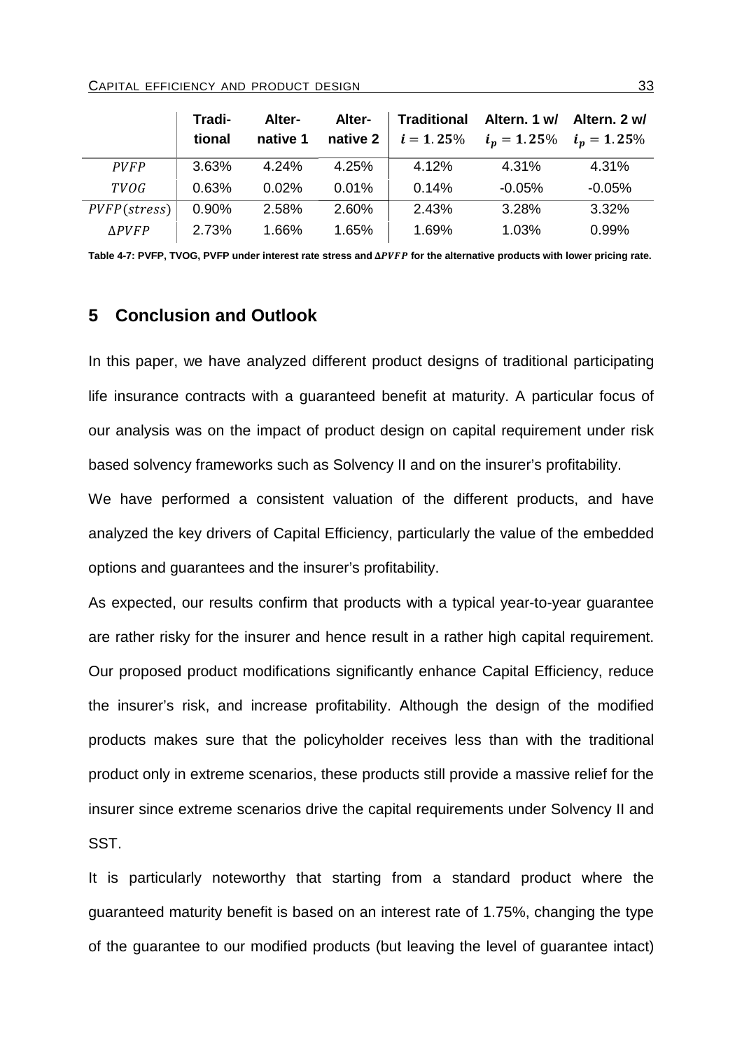| | Traditional | Alternative 1 | Alternative 2 | Traditional $i = 1.25\%$ | Altern. 1 w/ $i_p = 1.25\%$ | Altern. 2 w/ $i_p = 1.25\%$ |
|---|---|---|---|---|---|---|
| $PVFP$ | 3.63% | 4.24% | 4.25% | 4.12% | 4.31% | 4.31% |
| $TVOG$ | 0.63% | 0.02% | 0.01% | 0.14% | -0.05% | -0.05% |
| $PVFP(stress)$ | 0.90% | 2.58% | 2.60% | 2.43% | 3.28% | 3.32% |
| $\Delta PVFP$ | 2.73% | 1.66% | 1.65% | 1.69% | 1.03% | 0.99% |

**Table 4-7: PVFP, TVOG, PVFP under interest rate stress and $\Delta PVFP$ for the alternative products with lower pricing rate.**

## 5 Conclusion and Outlook

In this paper, we have analyzed different product designs of traditional participating life insurance contracts with a guaranteed benefit at maturity. A particular focus of our analysis was on the impact of product design on capital requirement under risk based solvency frameworks such as Solvency II and on the insurer's profitability.

We have performed a consistent valuation of the different products, and have analyzed the key drivers of Capital Efficiency, particularly the value of the embedded options and guarantees and the insurer's profitability.

As expected, our results confirm that products with a typical year-to-year guarantee are rather risky for the insurer and hence result in a rather high capital requirement. Our proposed product modifications significantly enhance Capital Efficiency, reduce the insurer's risk, and increase profitability. Although the design of the modified products makes sure that the policyholder receives less than with the traditional product only in extreme scenarios, these products still provide a massive relief for the insurer since extreme scenarios drive the capital requirements under Solvency II and SST.

It is particularly noteworthy that starting from a standard product where the guaranteed maturity benefit is based on an interest rate of 1.75%, changing the type of the guarantee to our modified products (but leaving the level of guarantee intact)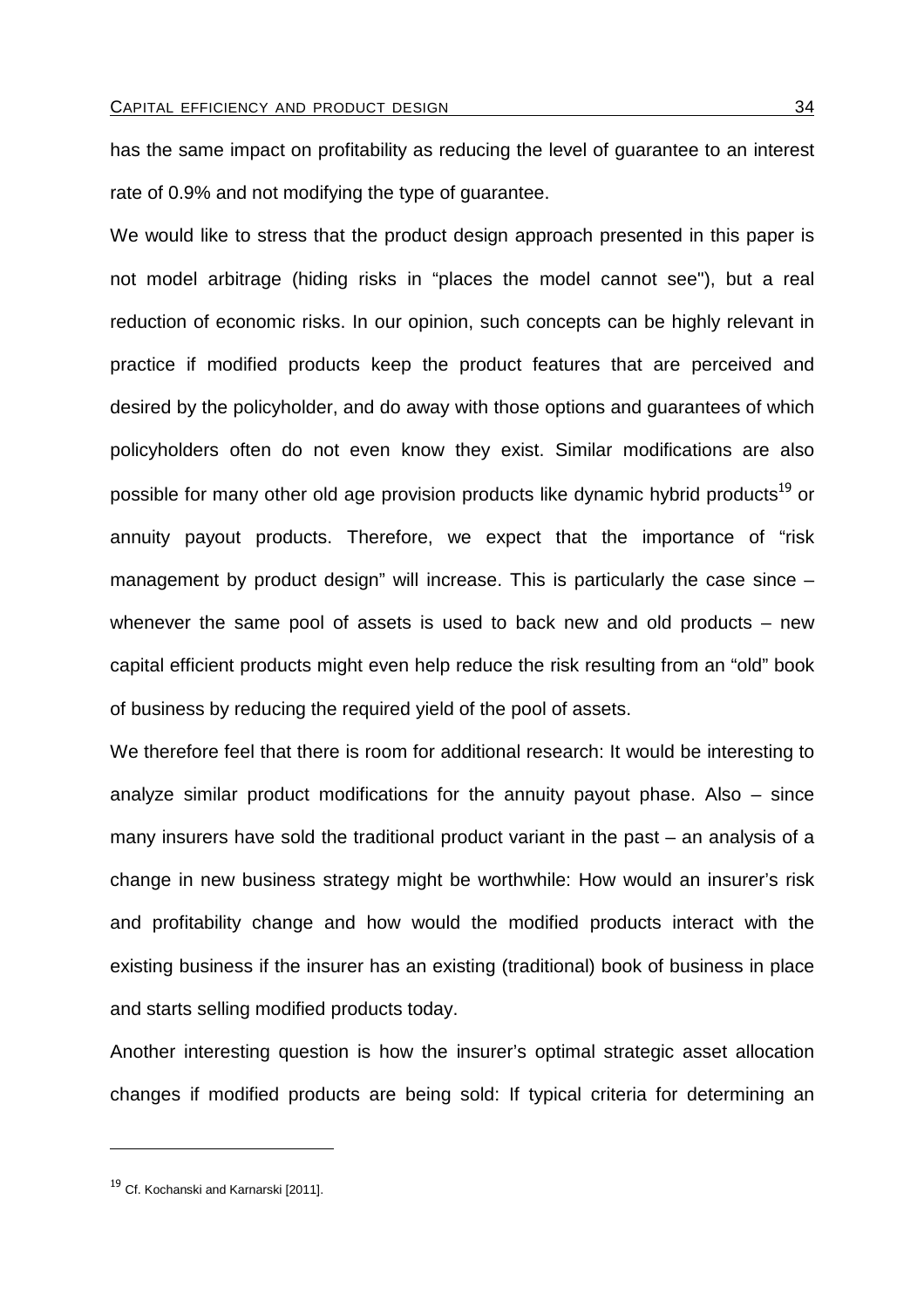has the same impact on profitability as reducing the level of guarantee to an interest rate of 0.9% and not modifying the type of guarantee.

We would like to stress that the product design approach presented in this paper is not model arbitrage (hiding risks in "places the model cannot see"), but a real reduction of economic risks. In our opinion, such concepts can be highly relevant in practice if modified products keep the product features that are perceived and desired by the policyholder, and do away with those options and guarantees of which policyholders often do not even know they exist. Similar modifications are also possible for many other old age provision products like dynamic hybrid products[19] or annuity payout products. Therefore, we expect that the importance of "risk management by product design" will increase. This is particularly the case since – whenever the same pool of assets is used to back new and old products – new capital efficient products might even help reduce the risk resulting from an "old" book of business by reducing the required yield of the pool of assets.

We therefore feel that there is room for additional research: It would be interesting to analyze similar product modifications for the annuity payout phase. Also – since many insurers have sold the traditional product variant in the past – an analysis of a change in new business strategy might be worthwhile: How would an insurer's risk and profitability change and how would the modified products interact with the existing business if the insurer has an existing (traditional) book of business in place and starts selling modified products today.

Another interesting question is how the insurer's optimal strategic asset allocation changes if modified products are being sold: If typical criteria for determining an

---

[19] Cf. Kochanski and Karnarski [2011].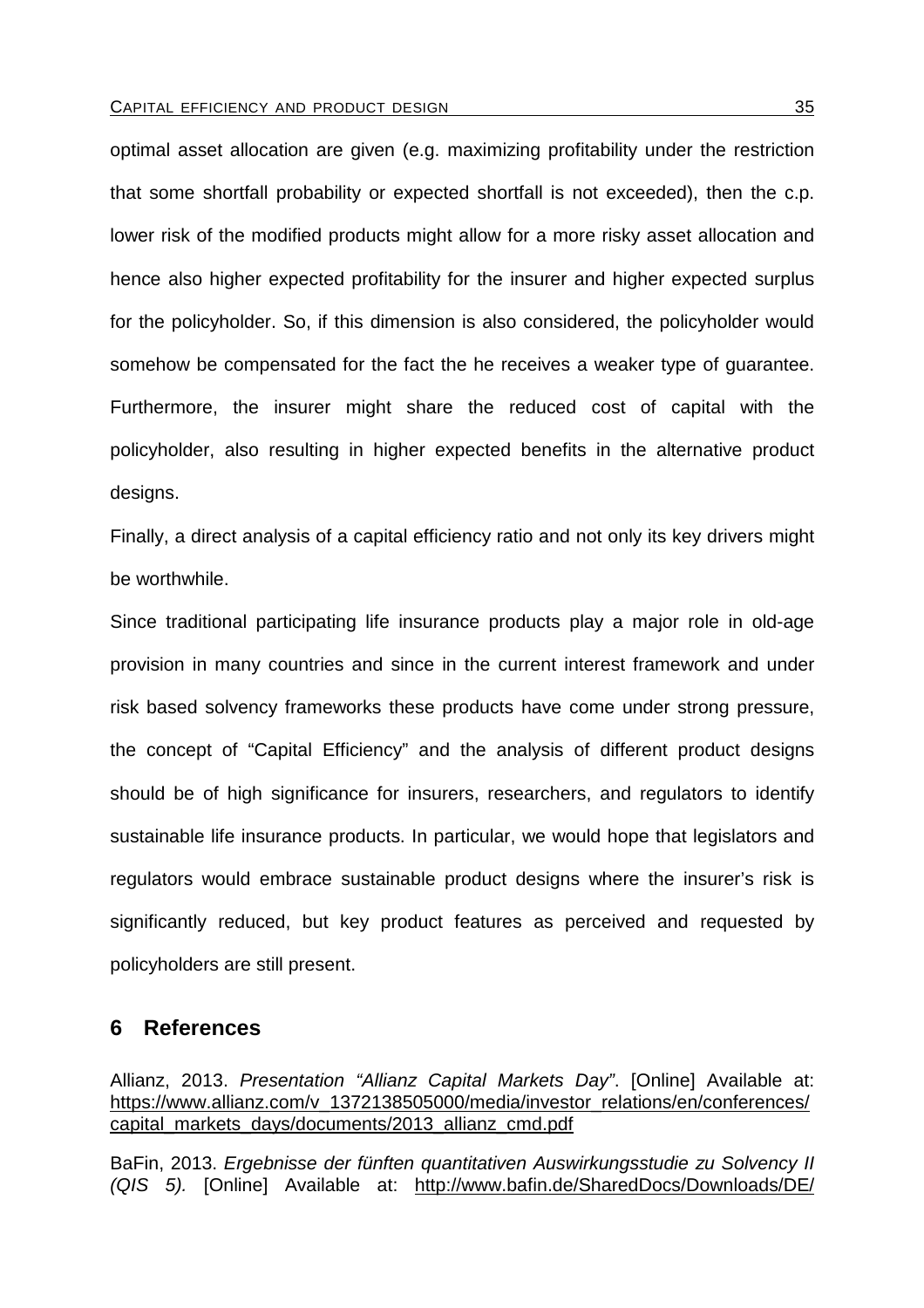optimal asset allocation are given (e.g. maximizing profitability under the restriction that some shortfall probability or expected shortfall is not exceeded), then the c.p. lower risk of the modified products might allow for a more risky asset allocation and hence also higher expected profitability for the insurer and higher expected surplus for the policyholder. So, if this dimension is also considered, the policyholder would somehow be compensated for the fact the he receives a weaker type of guarantee. Furthermore, the insurer might share the reduced cost of capital with the policyholder, also resulting in higher expected benefits in the alternative product designs.

Finally, a direct analysis of a capital efficiency ratio and not only its key drivers might be worthwhile.

Since traditional participating life insurance products play a major role in old-age provision in many countries and since in the current interest framework and under risk based solvency frameworks these products have come under strong pressure, the concept of "Capital Efficiency" and the analysis of different product designs should be of high significance for insurers, researchers, and regulators to identify sustainable life insurance products. In particular, we would hope that legislators and regulators would embrace sustainable product designs where the insurer's risk is significantly reduced, but key product features as perceived and requested by policyholders are still present.

# 6 References

Allianz, 2013. *Presentation "Allianz Capital Markets Day"*. [Online] Available at: https://www.allianz.com/v_1372138505000/media/investor_relations/en/conferences/capital_markets_days/documents/2013_allianz_cmd.pdf

BaFin, 2013. *Ergebnisse der fünften quantitativen Auswirkungsstudie zu Solvency II (QIS 5).* [Online] Available at: http://www.bafin.de/SharedDocs/Downloads/DE/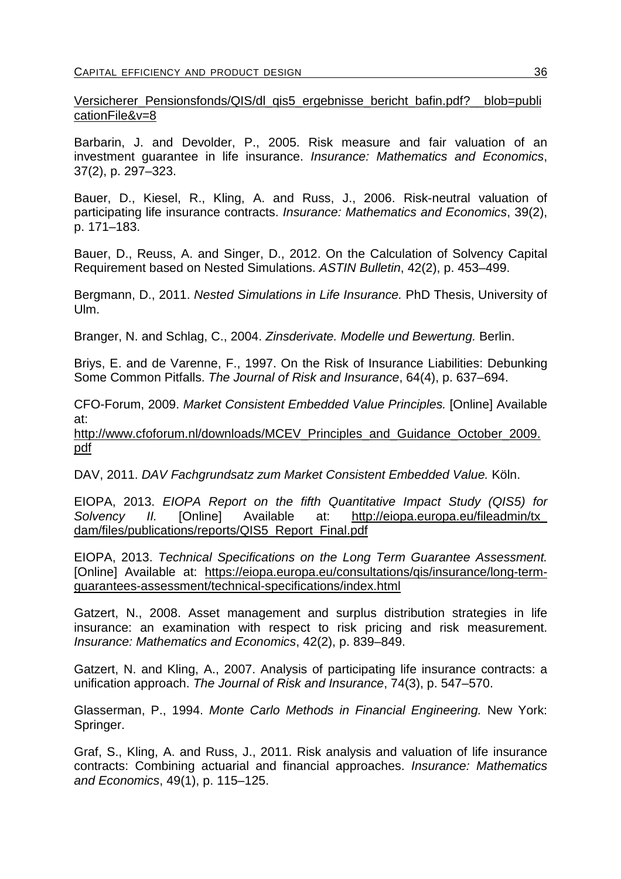Versicherer_Pensionsfonds/QIS/dl_qis5_ergebnisse_bericht_bafin.pdf?__blob=publicationFile&v=8

Barbarin, J. and Devolder, P., 2005. Risk measure and fair valuation of an investment guarantee in life insurance. *Insurance: Mathematics and Economics*, 37(2), p. 297–323.

Bauer, D., Kiesel, R., Kling, A. and Russ, J., 2006. Risk-neutral valuation of participating life insurance contracts. *Insurance: Mathematics and Economics*, 39(2), p. 171–183.

Bauer, D., Reuss, A. and Singer, D., 2012. On the Calculation of Solvency Capital Requirement based on Nested Simulations. *ASTIN Bulletin*, 42(2), p. 453–499.

Bergmann, D., 2011. *Nested Simulations in Life Insurance.* PhD Thesis, University of Ulm.

Branger, N. and Schlag, C., 2004. *Zinsderivate. Modelle und Bewertung.* Berlin.

Briys, E. and de Varenne, F., 1997. On the Risk of Insurance Liabilities: Debunking Some Common Pitfalls. *The Journal of Risk and Insurance*, 64(4), p. 637–694.

CFO-Forum, 2009. *Market Consistent Embedded Value Principles.* [Online] Available at: http://www.cfoforum.nl/downloads/MCEV_Principles_and_Guidance_October_2009.pdf

DAV, 2011. *DAV Fachgrundsatz zum Market Consistent Embedded Value.* Köln.

EIOPA, 2013. *EIOPA Report on the fifth Quantitative Impact Study (QIS5) for Solvency II.* [Online] Available at: http://eiopa.europa.eu/fileadmin/tx_dam/files/publications/reports/QIS5_Report_Final.pdf

EIOPA, 2013. *Technical Specifications on the Long Term Guarantee Assessment.* [Online] Available at: https://eiopa.europa.eu/consultations/qis/insurance/long-term-guarantees-assessment/technical-specifications/index.html

Gatzert, N., 2008. Asset management and surplus distribution strategies in life insurance: an examination with respect to risk pricing and risk measurement. *Insurance: Mathematics and Economics*, 42(2), p. 839–849.

Gatzert, N. and Kling, A., 2007. Analysis of participating life insurance contracts: a unification approach. *The Journal of Risk and Insurance*, 74(3), p. 547–570.

Glasserman, P., 1994. *Monte Carlo Methods in Financial Engineering.* New York: Springer.

Graf, S., Kling, A. and Russ, J., 2011. Risk analysis and valuation of life insurance contracts: Combining actuarial and financial approaches. *Insurance: Mathematics and Economics*, 49(1), p. 115–125.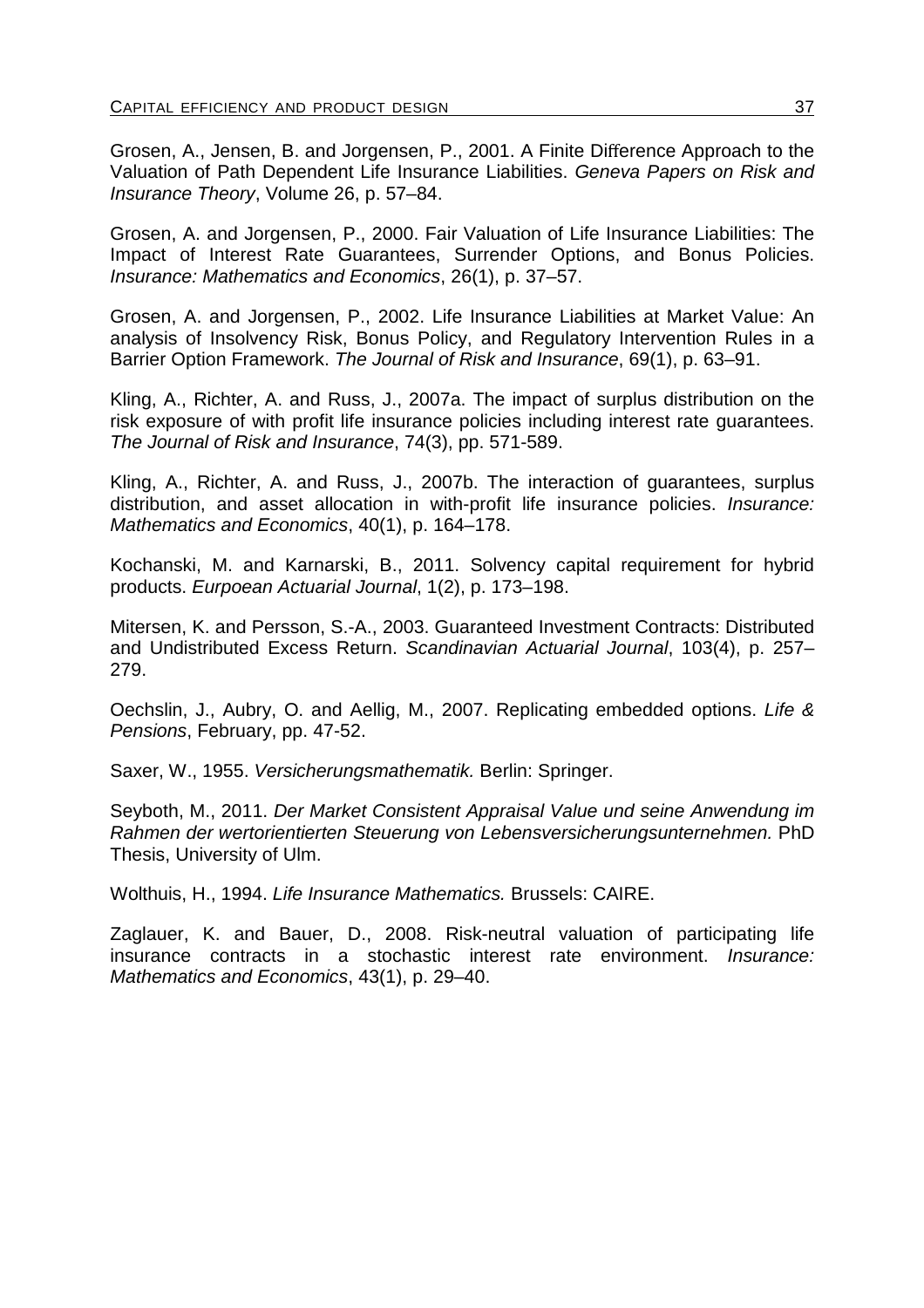Grosen, A., Jensen, B. and Jorgensen, P., 2001. A Finite Difference Approach to the Valuation of Path Dependent Life Insurance Liabilities. *Geneva Papers on Risk and Insurance Theory*, Volume 26, p. 57–84.

Grosen, A. and Jorgensen, P., 2000. Fair Valuation of Life Insurance Liabilities: The Impact of Interest Rate Guarantees, Surrender Options, and Bonus Policies. *Insurance: Mathematics and Economics*, 26(1), p. 37–57.

Grosen, A. and Jorgensen, P., 2002. Life Insurance Liabilities at Market Value: An analysis of Insolvency Risk, Bonus Policy, and Regulatory Intervention Rules in a Barrier Option Framework. *The Journal of Risk and Insurance*, 69(1), p. 63–91.

Kling, A., Richter, A. and Russ, J., 2007a. The impact of surplus distribution on the risk exposure of with profit life insurance policies including interest rate guarantees. *The Journal of Risk and Insurance*, 74(3), pp. 571-589.

Kling, A., Richter, A. and Russ, J., 2007b. The interaction of guarantees, surplus distribution, and asset allocation in with-profit life insurance policies. *Insurance: Mathematics and Economics*, 40(1), p. 164–178.

Kochanski, M. and Karnarski, B., 2011. Solvency capital requirement for hybrid products. *Eurpoean Actuarial Journal*, 1(2), p. 173–198.

Mitersen, K. and Persson, S.-A., 2003. Guaranteed Investment Contracts: Distributed and Undistributed Excess Return. *Scandinavian Actuarial Journal*, 103(4), p. 257–279.

Oechslin, J., Aubry, O. and Aellig, M., 2007. Replicating embedded options. *Life & Pensions*, February, pp. 47-52.

Saxer, W., 1955. *Versicherungsmathematik.* Berlin: Springer.

Seyboth, M., 2011. *Der Market Consistent Appraisal Value und seine Anwendung im Rahmen der wertorientierten Steuerung von Lebensversicherungsunternehmen.* PhD Thesis, University of Ulm.

Wolthuis, H., 1994. *Life Insurance Mathematics.* Brussels: CAIRE.

Zaglauer, K. and Bauer, D., 2008. Risk-neutral valuation of participating life insurance contracts in a stochastic interest rate environment. *Insurance: Mathematics and Economics*, 43(1), p. 29–40.